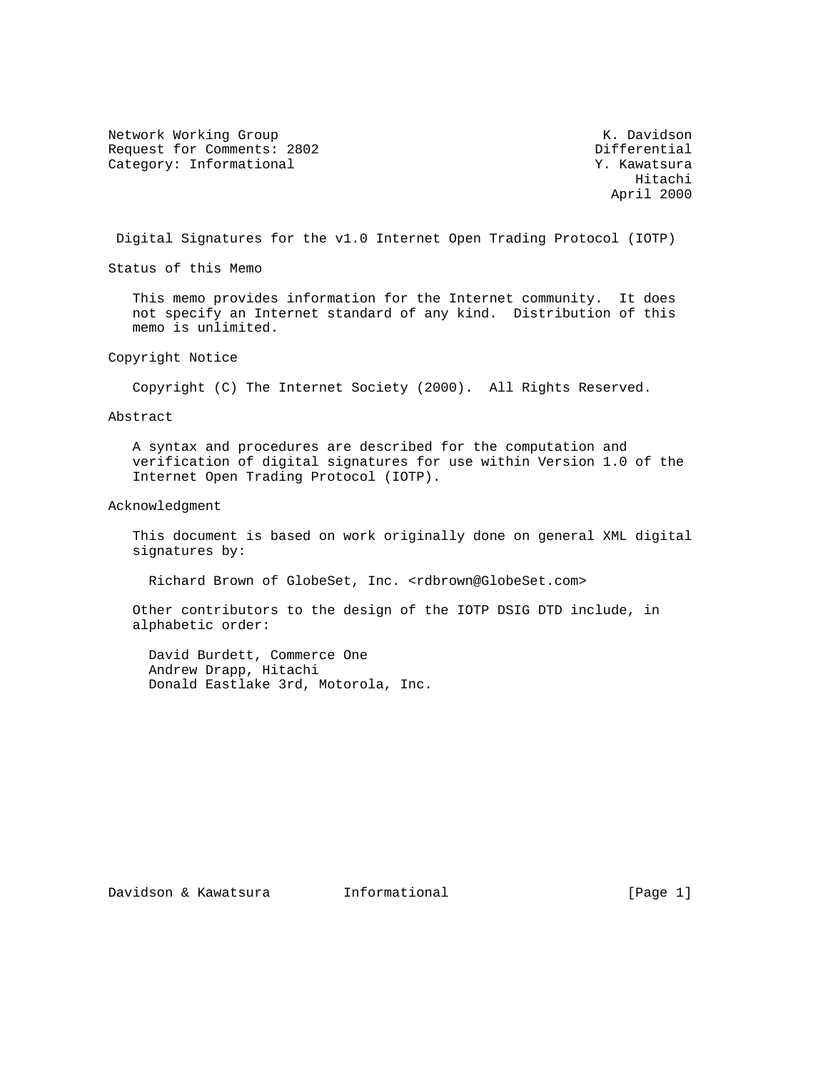Network Working Group K. Davidson
Request for Comments: 2802 Differential
Category: Informational Y. Kawatsura
Hitachi
April 2000

# Digital Signatures for the v1.0 Internet Open Trading Protocol (IOTP)

## Status of this Memo

This memo provides information for the Internet community. It does not specify an Internet standard of any kind. Distribution of this memo is unlimited.

## Copyright Notice

Copyright (C) The Internet Society (2000). All Rights Reserved.

## Abstract

A syntax and procedures are described for the computation and verification of digital signatures for use within Version 1.0 of the Internet Open Trading Protocol (IOTP).

## Acknowledgment

This document is based on work originally done on general XML digital signatures by:

Richard Brown of GlobeSet, Inc. <rdbrown@GlobeSet.com>

Other contributors to the design of the IOTP DSIG DTD include, in alphabetic order:

David Burdett, Commerce One
Andrew Drapp, Hitachi
Donald Eastlake 3rd, Motorola, Inc.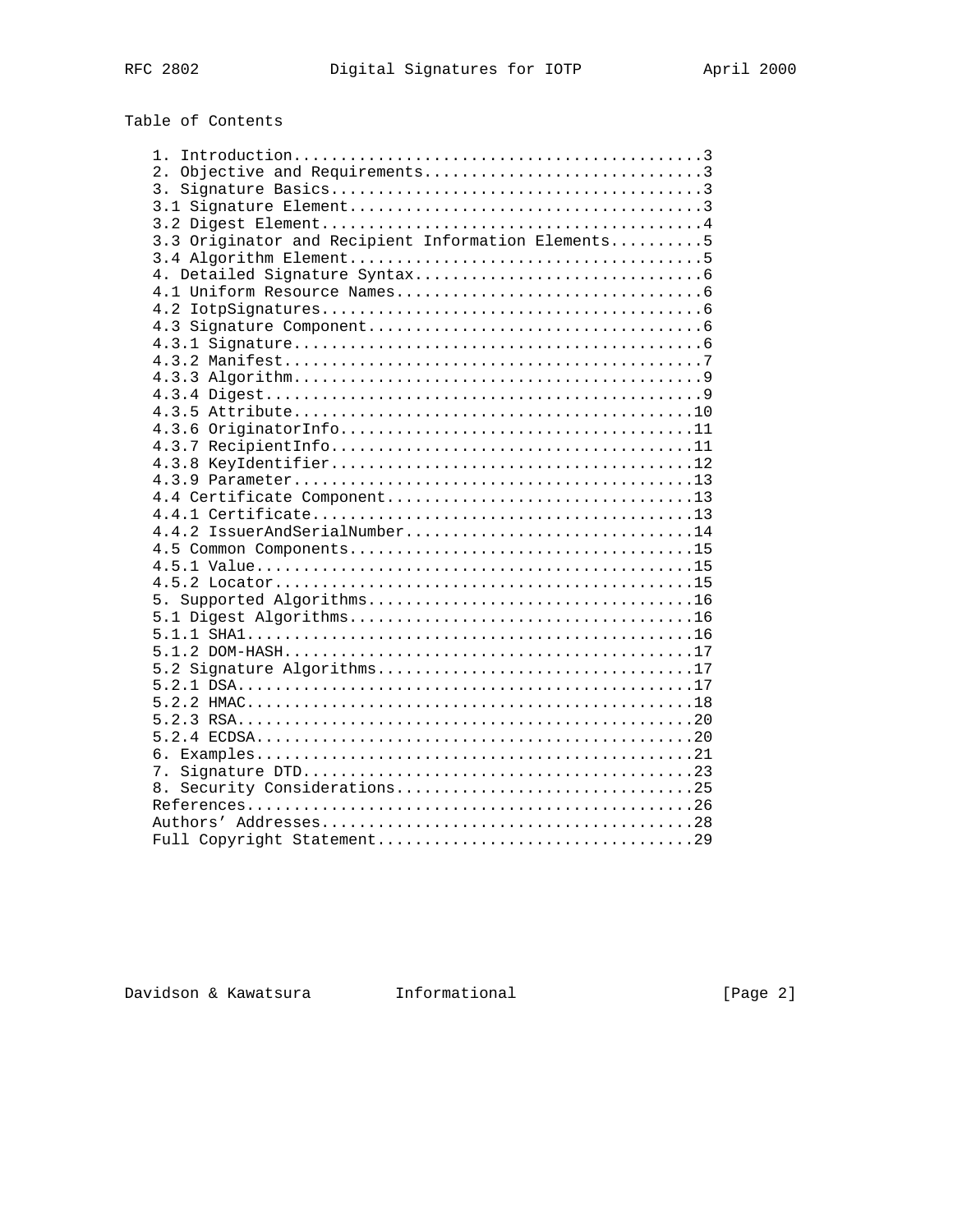Table of Contents

```
1. Introduction............................................3
2. Objective and Requirements..............................3
3. Signature Basics........................................3
3.1 Signature Element......................................3
3.2 Digest Element.........................................4
3.3 Originator and Recipient Information Elements..........5
3.4 Algorithm Element......................................5
4. Detailed Signature Syntax...............................6
4.1 Uniform Resource Names.................................6
4.2 IotpSignatures.........................................6
4.3 Signature Component....................................6
4.3.1 Signature............................................6
4.3.2 Manifest.............................................7
4.3.3 Algorithm............................................9
4.3.4 Digest...............................................9
4.3.5 Attribute...........................................10
4.3.6 OriginatorInfo......................................11
4.3.7 RecipientInfo.......................................11
4.3.8 KeyIdentifier.......................................12
4.3.9 Parameter...........................................13
4.4 Certificate Component.................................13
4.4.1 Certificate.........................................13
4.4.2 IssuerAndSerialNumber...............................14
4.5 Common Components.....................................15
4.5.1 Value...............................................15
4.5.2 Locator.............................................15
5. Supported Algorithms...................................16
5.1 Digest Algorithms.....................................16
5.1.1 SHA1................................................16
5.1.2 DOM-HASH............................................17
5.2 Signature Algorithms..................................17
5.2.1 DSA.................................................17
5.2.2 HMAC................................................18
5.2.3 RSA.................................................20
5.2.4 ECDSA...............................................20
6. Examples...............................................21
7. Signature DTD..........................................23
8. Security Considerations................................25
References................................................26
Authors' Addresses........................................28
Full Copyright Statement..................................29
```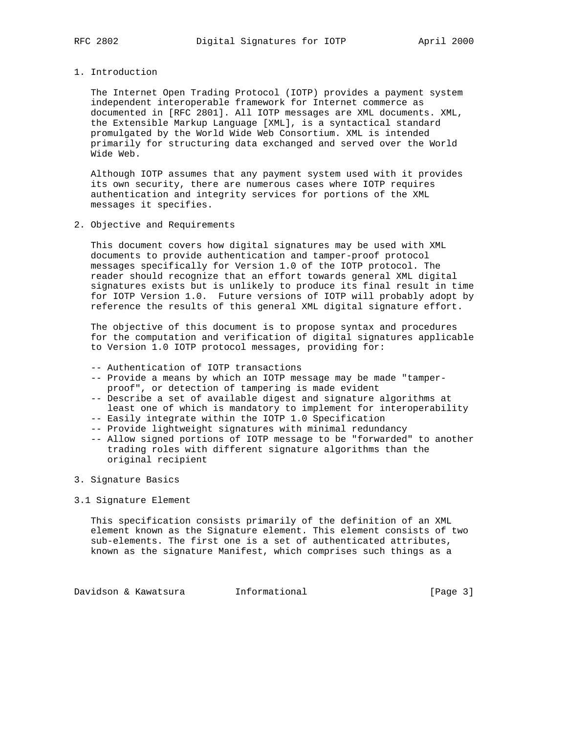# 1. Introduction

The Internet Open Trading Protocol (IOTP) provides a payment system independent interoperable framework for Internet commerce as documented in [RFC 2801]. All IOTP messages are XML documents. XML, the Extensible Markup Language [XML], is a syntactical standard promulgated by the World Wide Web Consortium. XML is intended primarily for structuring data exchanged and served over the World Wide Web.

Although IOTP assumes that any payment system used with it provides its own security, there are numerous cases where IOTP requires authentication and integrity services for portions of the XML messages it specifies.

# 2. Objective and Requirements

This document covers how digital signatures may be used with XML documents to provide authentication and tamper-proof protocol messages specifically for Version 1.0 of the IOTP protocol. The reader should recognize that an effort towards general XML digital signatures exists but is unlikely to produce its final result in time for IOTP Version 1.0. Future versions of IOTP will probably adopt by reference the results of this general XML digital signature effort.

The objective of this document is to propose syntax and procedures for the computation and verification of digital signatures applicable to Version 1.0 IOTP protocol messages, providing for:

- -- Authentication of IOTP transactions
- -- Provide a means by which an IOTP message may be made "tamper-proof", or detection of tampering is made evident
- -- Describe a set of available digest and signature algorithms at least one of which is mandatory to implement for interoperability
- -- Easily integrate within the IOTP 1.0 Specification
- -- Provide lightweight signatures with minimal redundancy
- -- Allow signed portions of IOTP message to be "forwarded" to another trading roles with different signature algorithms than the original recipient

# 3. Signature Basics

## 3.1 Signature Element

This specification consists primarily of the definition of an XML element known as the Signature element. This element consists of two sub-elements. The first one is a set of authenticated attributes, known as the signature Manifest, which comprises such things as a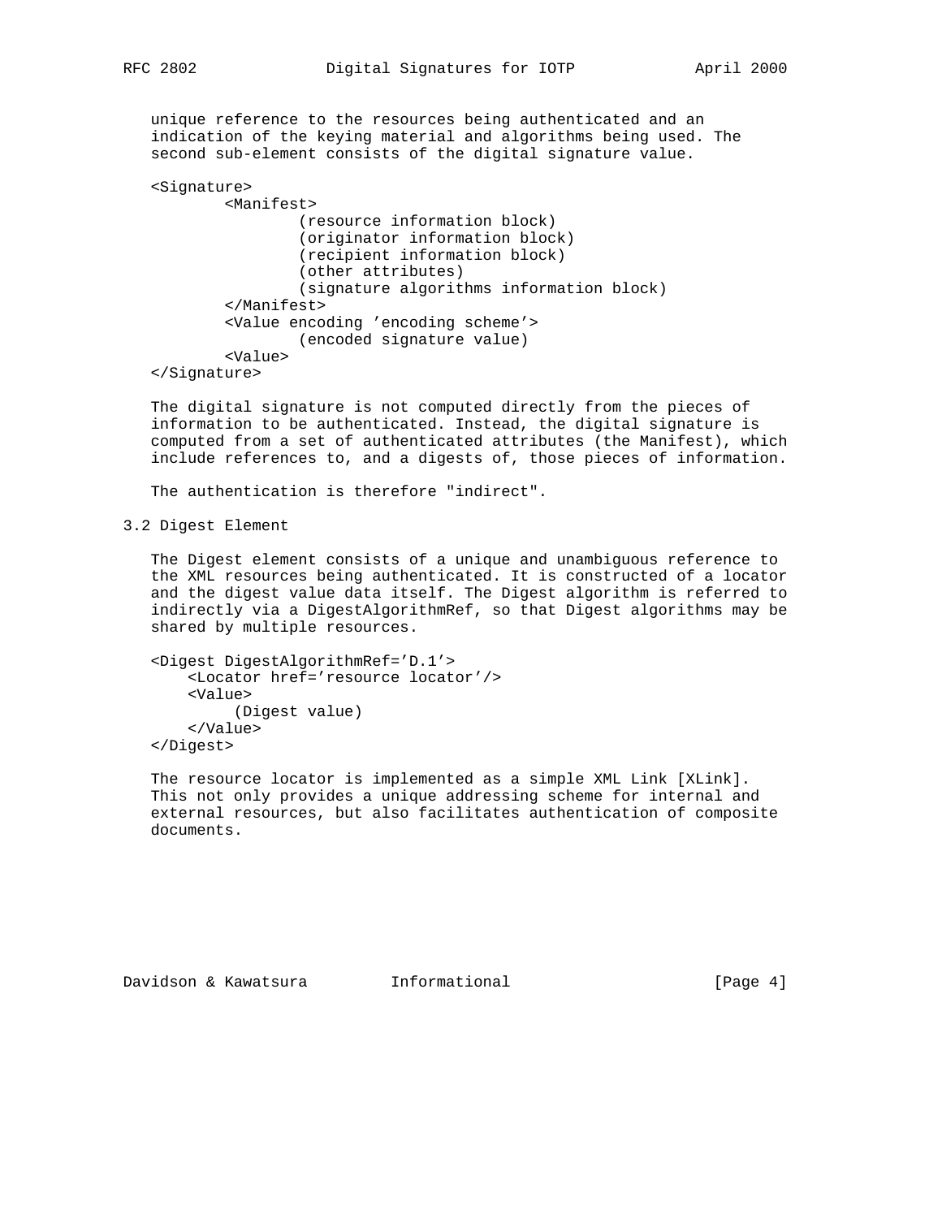unique reference to the resources being authenticated and an indication of the keying material and algorithms being used. The second sub-element consists of the digital signature value.

```
<Signature>
        <Manifest>
                (resource information block)
                (originator information block)
                (recipient information block)
                (other attributes)
                (signature algorithms information block)
        </Manifest>
        <Value encoding 'encoding scheme'>
                (encoded signature value)
        <Value>
</Signature>
```

The digital signature is not computed directly from the pieces of information to be authenticated. Instead, the digital signature is computed from a set of authenticated attributes (the Manifest), which include references to, and a digests of, those pieces of information.

The authentication is therefore "indirect".

## 3.2 Digest Element

The Digest element consists of a unique and unambiguous reference to the XML resources being authenticated. It is constructed of a locator and the digest value data itself. The Digest algorithm is referred to indirectly via a DigestAlgorithmRef, so that Digest algorithms may be shared by multiple resources.

```
<Digest DigestAlgorithmRef='D.1'>
    <Locator href='resource locator'/>
    <Value>
         (Digest value)
    </Value>
</Digest>
```

The resource locator is implemented as a simple XML Link [XLink]. This not only provides a unique addressing scheme for internal and external resources, but also facilitates authentication of composite documents.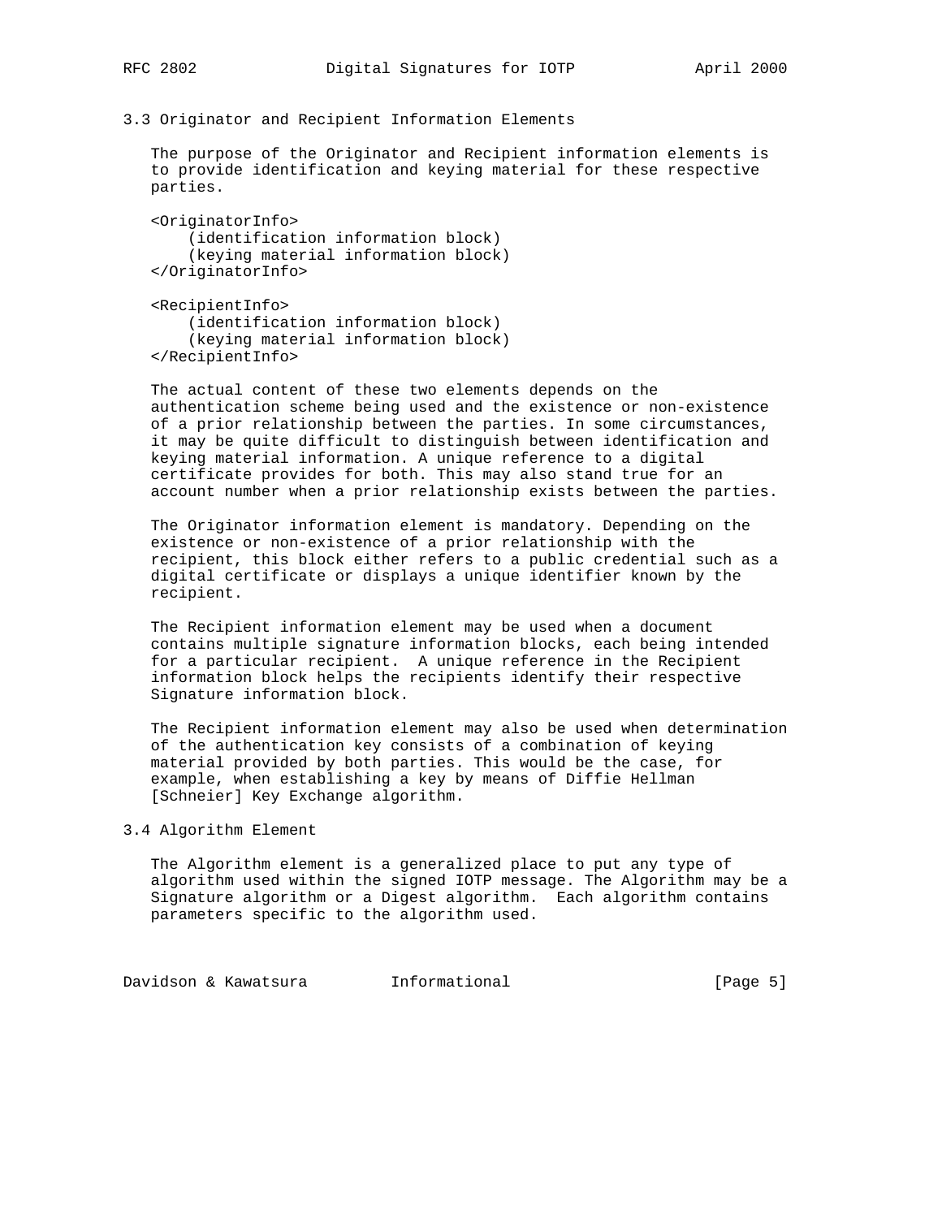### 3.3 Originator and Recipient Information Elements

The purpose of the Originator and Recipient information elements is to provide identification and keying material for these respective parties.

```
<OriginatorInfo>
    (identification information block)
    (keying material information block)
</OriginatorInfo>

<RecipientInfo>
    (identification information block)
    (keying material information block)
</RecipientInfo>
```

The actual content of these two elements depends on the authentication scheme being used and the existence or non-existence of a prior relationship between the parties. In some circumstances, it may be quite difficult to distinguish between identification and keying material information. A unique reference to a digital certificate provides for both. This may also stand true for an account number when a prior relationship exists between the parties.

The Originator information element is mandatory. Depending on the existence or non-existence of a prior relationship with the recipient, this block either refers to a public credential such as a digital certificate or displays a unique identifier known by the recipient.

The Recipient information element may be used when a document contains multiple signature information blocks, each being intended for a particular recipient. A unique reference in the Recipient information block helps the recipients identify their respective Signature information block.

The Recipient information element may also be used when determination of the authentication key consists of a combination of keying material provided by both parties. This would be the case, for example, when establishing a key by means of Diffie Hellman [Schneier] Key Exchange algorithm.

### 3.4 Algorithm Element

The Algorithm element is a generalized place to put any type of algorithm used within the signed IOTP message. The Algorithm may be a Signature algorithm or a Digest algorithm. Each algorithm contains parameters specific to the algorithm used.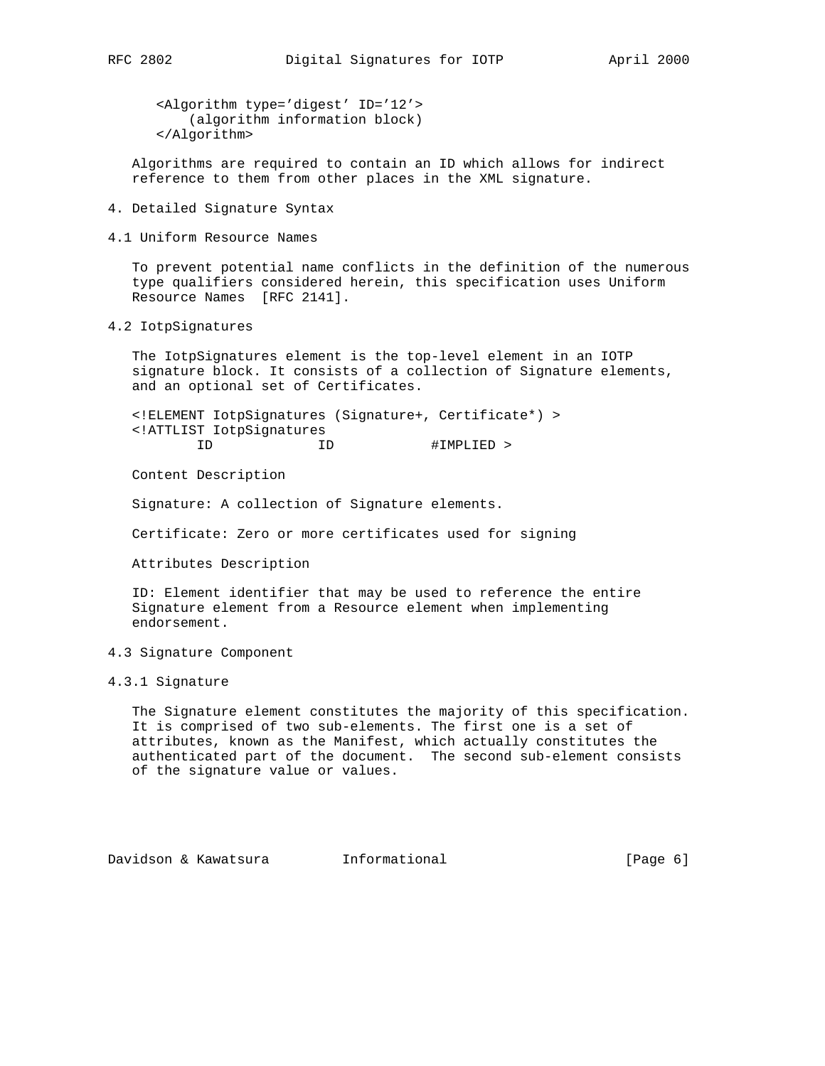```
<Algorithm type='digest' ID='12'>
    (algorithm information block)
</Algorithm>
```

Algorithms are required to contain an ID which allows for indirect reference to them from other places in the XML signature.

# 4. Detailed Signature Syntax

## 4.1 Uniform Resource Names

To prevent potential name conflicts in the definition of the numerous type qualifiers considered herein, this specification uses Uniform Resource Names [RFC 2141].

## 4.2 IotpSignatures

The IotpSignatures element is the top-level element in an IOTP signature block. It consists of a collection of Signature elements, and an optional set of Certificates.

```
<!ELEMENT IotpSignatures (Signature+, Certificate*) >
<!ATTLIST IotpSignatures
        ID            ID            #IMPLIED >
```

Content Description

Signature: A collection of Signature elements.

Certificate: Zero or more certificates used for signing

Attributes Description

ID: Element identifier that may be used to reference the entire Signature element from a Resource element when implementing endorsement.

## 4.3 Signature Component

### 4.3.1 Signature

The Signature element constitutes the majority of this specification. It is comprised of two sub-elements. The first one is a set of attributes, known as the Manifest, which actually constitutes the authenticated part of the document. The second sub-element consists of the signature value or values.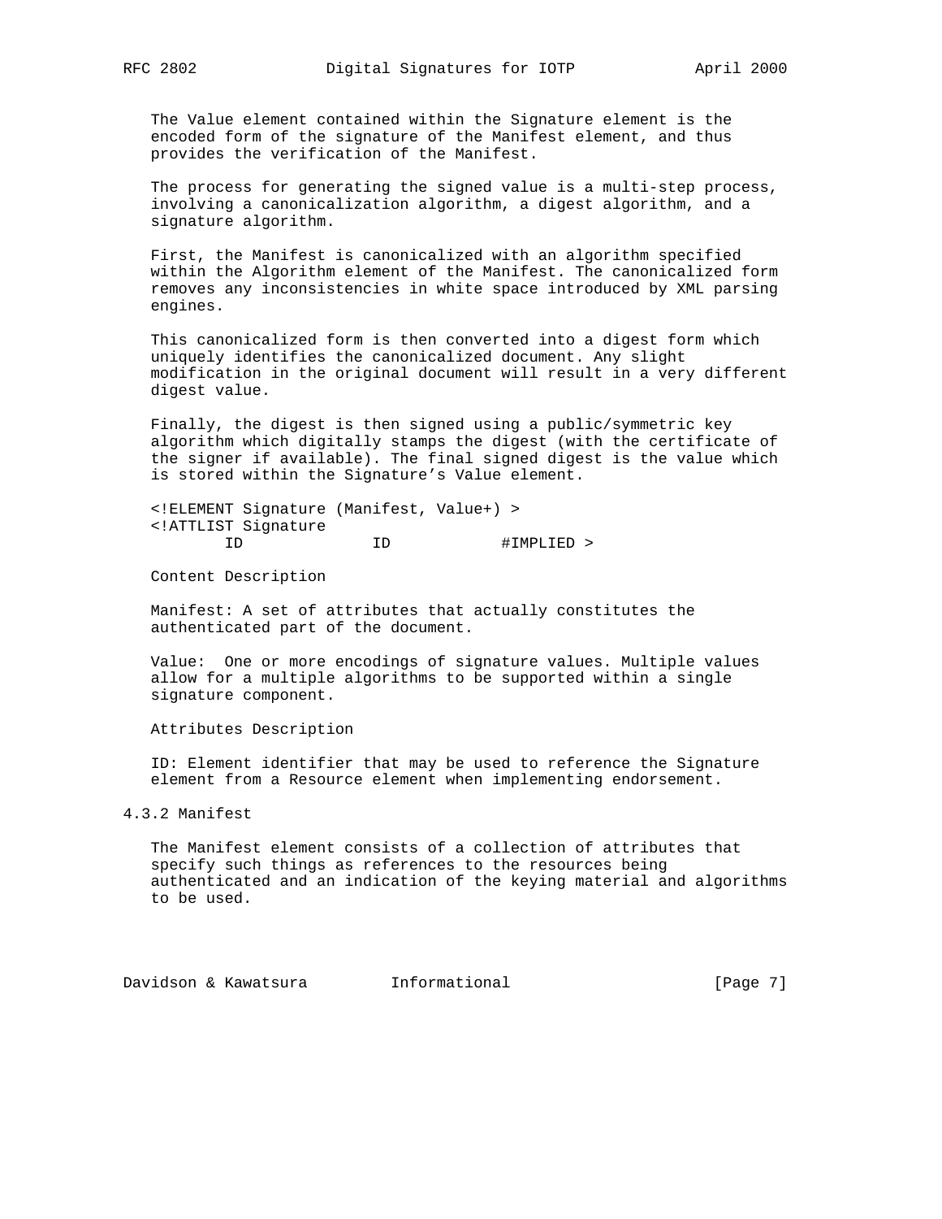The Value element contained within the Signature element is the encoded form of the signature of the Manifest element, and thus provides the verification of the Manifest.

The process for generating the signed value is a multi-step process, involving a canonicalization algorithm, a digest algorithm, and a signature algorithm.

First, the Manifest is canonicalized with an algorithm specified within the Algorithm element of the Manifest. The canonicalized form removes any inconsistencies in white space introduced by XML parsing engines.

This canonicalized form is then converted into a digest form which uniquely identifies the canonicalized document. Any slight modification in the original document will result in a very different digest value.

Finally, the digest is then signed using a public/symmetric key algorithm which digitally stamps the digest (with the certificate of the signer if available). The final signed digest is the value which is stored within the Signature's Value element.

```
<!ELEMENT Signature (Manifest, Value+) >
<!ATTLIST Signature
        ID              ID            #IMPLIED >
```

Content Description

Manifest: A set of attributes that actually constitutes the authenticated part of the document.

Value:  One or more encodings of signature values. Multiple values allow for a multiple algorithms to be supported within a single signature component.

Attributes Description

ID: Element identifier that may be used to reference the Signature element from a Resource element when implementing endorsement.

### 4.3.2 Manifest

The Manifest element consists of a collection of attributes that specify such things as references to the resources being authenticated and an indication of the keying material and algorithms to be used.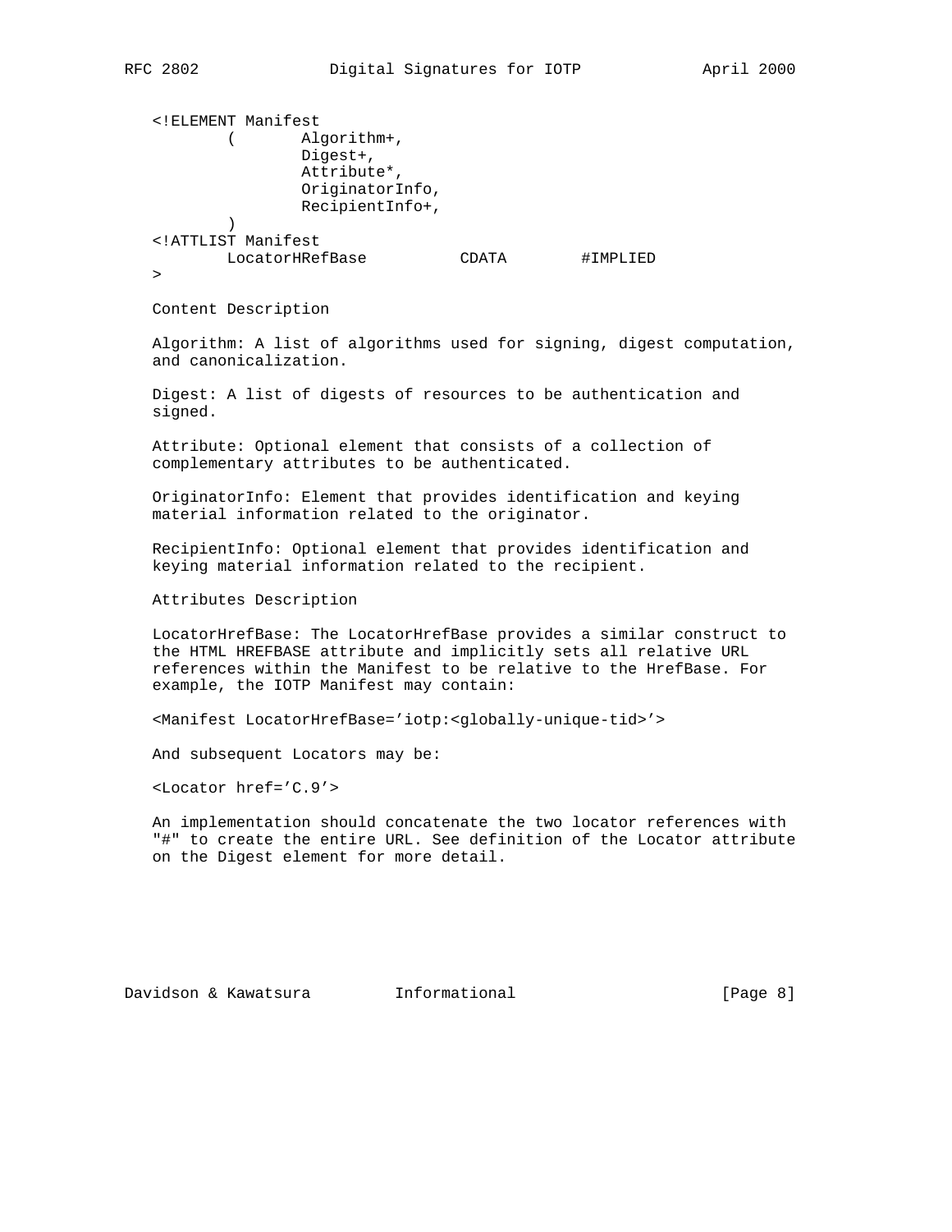```
<!ELEMENT Manifest
        (       Algorithm+,
                Digest+,
                Attribute*,
                OriginatorInfo,
                RecipientInfo+,
        )
<!ATTLIST Manifest
        LocatorHRefBase          CDATA        #IMPLIED
>
```

Content Description

Algorithm: A list of algorithms used for signing, digest computation, and canonicalization.

Digest: A list of digests of resources to be authentication and signed.

Attribute: Optional element that consists of a collection of complementary attributes to be authenticated.

OriginatorInfo: Element that provides identification and keying material information related to the originator.

RecipientInfo: Optional element that provides identification and keying material information related to the recipient.

Attributes Description

LocatorHrefBase: The LocatorHrefBase provides a similar construct to the HTML HREFBASE attribute and implicitly sets all relative URL references within the Manifest to be relative to the HrefBase. For example, the IOTP Manifest may contain:

```
<Manifest LocatorHrefBase='iotp:<globally-unique-tid>'>
```

And subsequent Locators may be:

```
<Locator href='C.9'>
```

An implementation should concatenate the two locator references with "#" to create the entire URL. See definition of the Locator attribute on the Digest element for more detail.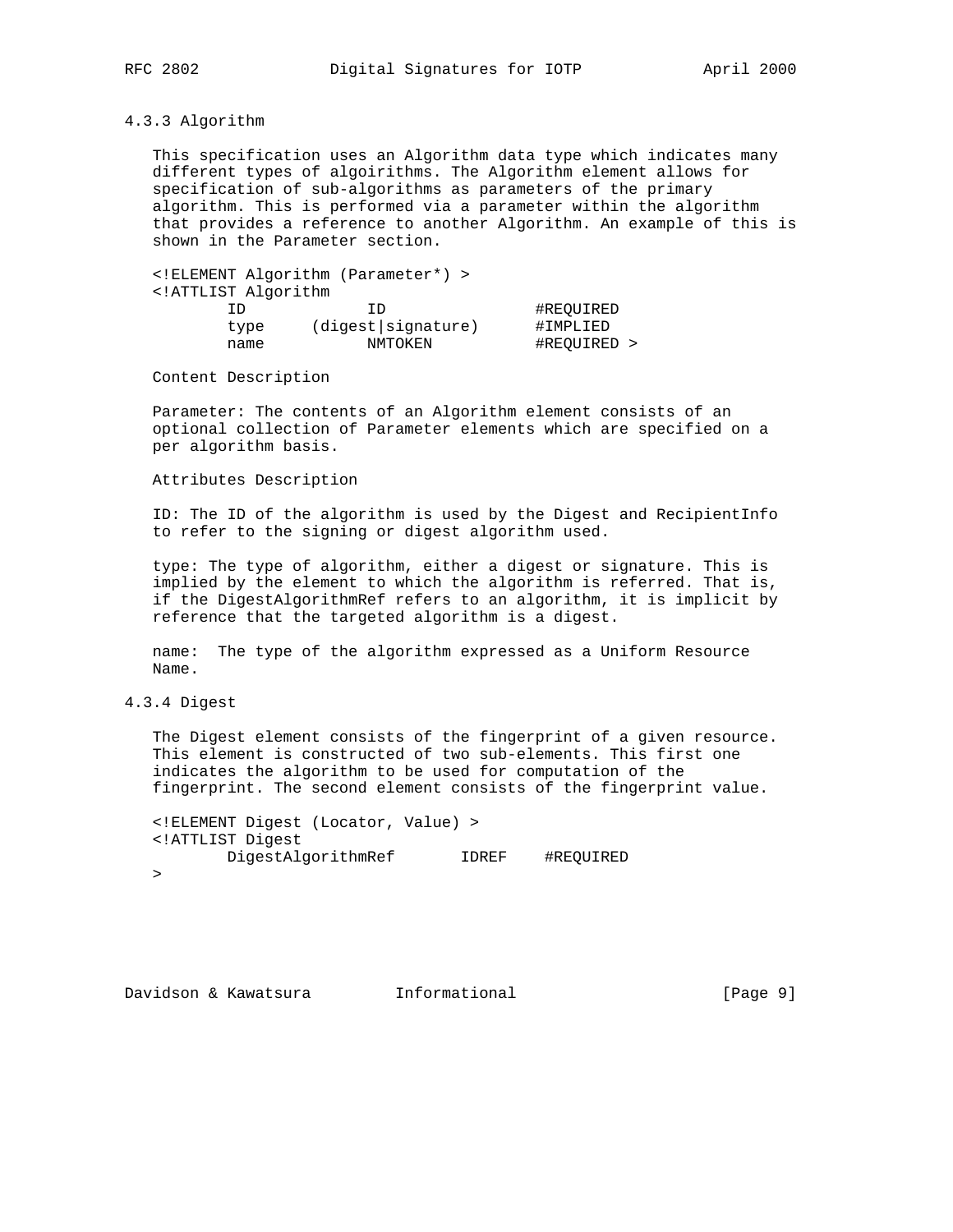### 4.3.3 Algorithm

This specification uses an Algorithm data type which indicates many different types of algoirithms. The Algorithm element allows for specification of sub-algorithms as parameters of the primary algorithm. This is performed via a parameter within the algorithm that provides a reference to another Algorithm. An example of this is shown in the Parameter section.

```
<!ELEMENT Algorithm (Parameter*) >
<!ATTLIST Algorithm
        ID            ID                 #REQUIRED
        type     (digest|signature)      #IMPLIED
        name           NMTOKEN           #REQUIRED >
```

Content Description

Parameter: The contents of an Algorithm element consists of an optional collection of Parameter elements which are specified on a per algorithm basis.

Attributes Description

ID: The ID of the algorithm is used by the Digest and RecipientInfo to refer to the signing or digest algorithm used.

type: The type of algorithm, either a digest or signature. This is implied by the element to which the algorithm is referred. That is, if the DigestAlgorithmRef refers to an algorithm, it is implicit by reference that the targeted algorithm is a digest.

name: The type of the algorithm expressed as a Uniform Resource Name.

### 4.3.4 Digest

The Digest element consists of the fingerprint of a given resource. This element is constructed of two sub-elements. This first one indicates the algorithm to be used for computation of the fingerprint. The second element consists of the fingerprint value.

```
<!ELEMENT Digest (Locator, Value) >
<!ATTLIST Digest
        DigestAlgorithmRef       IDREF    #REQUIRED
>
```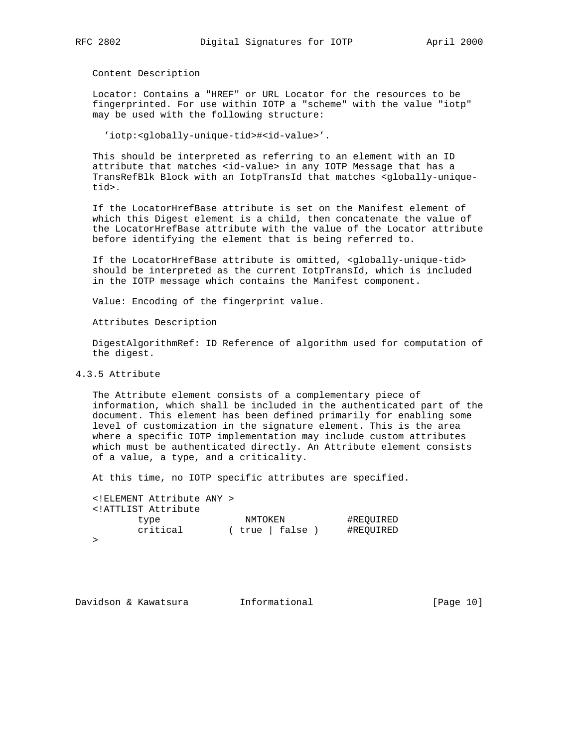Content Description

Locator: Contains a "HREF" or URL Locator for the resources to be fingerprinted. For use within IOTP a "scheme" with the value "iotp" may be used with the following structure:

'iotp:<globally-unique-tid>#<id-value>'.

This should be interpreted as referring to an element with an ID attribute that matches <id-value> in any IOTP Message that has a TransRefBlk Block with an IotpTransId that matches <globally-unique-tid>.

If the LocatorHrefBase attribute is set on the Manifest element of which this Digest element is a child, then concatenate the value of the LocatorHrefBase attribute with the value of the Locator attribute before identifying the element that is being referred to.

If the LocatorHrefBase attribute is omitted, <globally-unique-tid> should be interpreted as the current IotpTransId, which is included in the IOTP message which contains the Manifest component.

Value: Encoding of the fingerprint value.

Attributes Description

DigestAlgorithmRef: ID Reference of algorithm used for computation of the digest.

### 4.3.5 Attribute

The Attribute element consists of a complementary piece of information, which shall be included in the authenticated part of the document. This element has been defined primarily for enabling some level of customization in the signature element. This is the area where a specific IOTP implementation may include custom attributes which must be authenticated directly. An Attribute element consists of a value, a type, and a criticality.

At this time, no IOTP specific attributes are specified.

```
<!ELEMENT Attribute ANY >
<!ATTLIST Attribute
        type              NMTOKEN           #REQUIRED
        critical        ( true | false )    #REQUIRED
>
```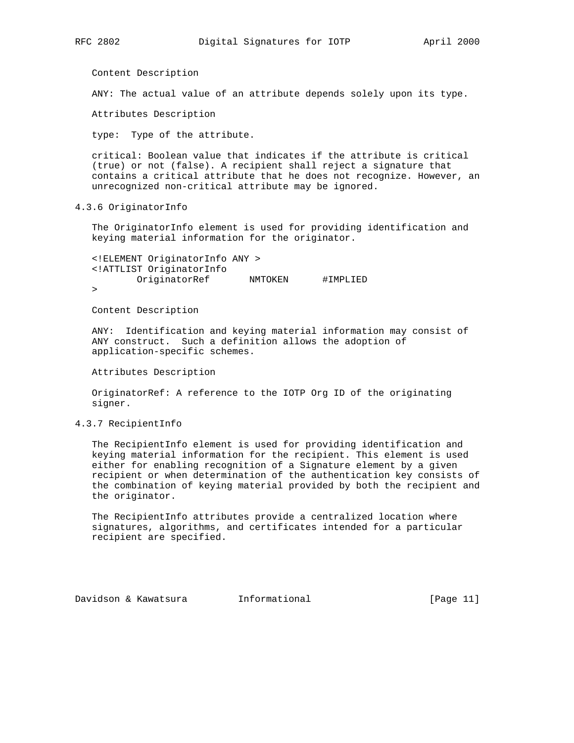Content Description

ANY: The actual value of an attribute depends solely upon its type.

Attributes Description

type:  Type of the attribute.

critical: Boolean value that indicates if the attribute is critical (true) or not (false). A recipient shall reject a signature that contains a critical attribute that he does not recognize. However, an unrecognized non-critical attribute may be ignored.

### 4.3.6 OriginatorInfo

The OriginatorInfo element is used for providing identification and keying material information for the originator.

```
<!ELEMENT OriginatorInfo ANY >
<!ATTLIST OriginatorInfo
        OriginatorRef       NMTOKEN      #IMPLIED
>
```

Content Description

ANY:  Identification and keying material information may consist of ANY construct.  Such a definition allows the adoption of application-specific schemes.

Attributes Description

OriginatorRef: A reference to the IOTP Org ID of the originating signer.

### 4.3.7 RecipientInfo

The RecipientInfo element is used for providing identification and keying material information for the recipient. This element is used either for enabling recognition of a Signature element by a given recipient or when determination of the authentication key consists of the combination of keying material provided by both the recipient and the originator.

The RecipientInfo attributes provide a centralized location where signatures, algorithms, and certificates intended for a particular recipient are specified.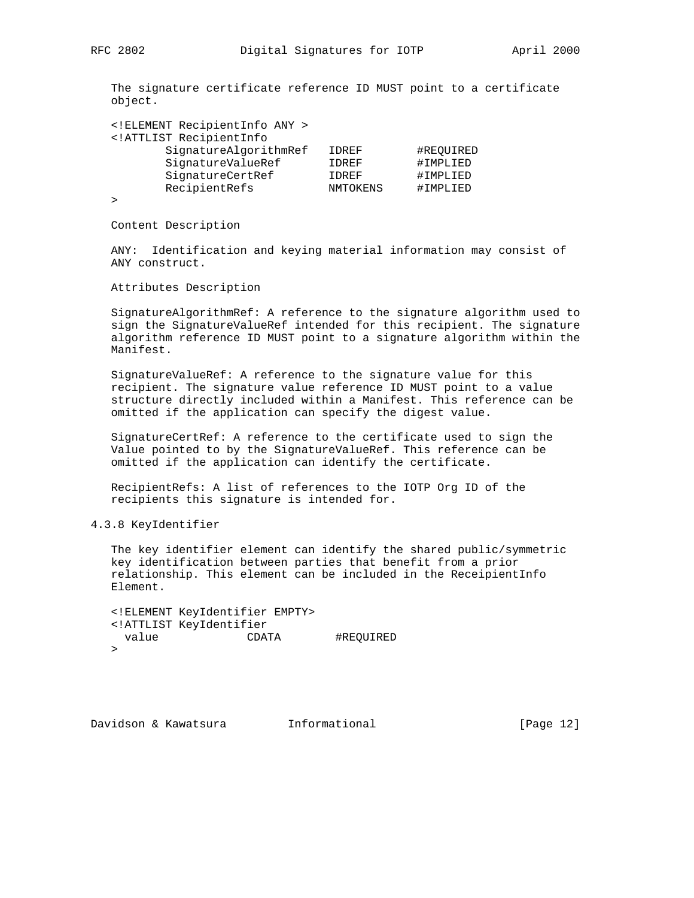The signature certificate reference ID MUST point to a certificate object.

```
<!ELEMENT RecipientInfo ANY >
<!ATTLIST RecipientInfo
        SignatureAlgorithmRef   IDREF        #REQUIRED
        SignatureValueRef       IDREF        #IMPLIED
        SignatureCertRef        IDREF        #IMPLIED
        RecipientRefs           NMTOKENS     #IMPLIED
>
```

Content Description

ANY: Identification and keying material information may consist of ANY construct.

Attributes Description

SignatureAlgorithmRef: A reference to the signature algorithm used to sign the SignatureValueRef intended for this recipient. The signature algorithm reference ID MUST point to a signature algorithm within the Manifest.

SignatureValueRef: A reference to the signature value for this recipient. The signature value reference ID MUST point to a value structure directly included within a Manifest. This reference can be omitted if the application can specify the digest value.

SignatureCertRef: A reference to the certificate used to sign the Value pointed to by the SignatureValueRef. This reference can be omitted if the application can identify the certificate.

RecipientRefs: A list of references to the IOTP Org ID of the recipients this signature is intended for.

### 4.3.8 KeyIdentifier

The key identifier element can identify the shared public/symmetric key identification between parties that benefit from a prior relationship. This element can be included in the ReceipientInfo Element.

```
<!ELEMENT KeyIdentifier EMPTY>
<!ATTLIST KeyIdentifier
  value             CDATA        #REQUIRED
>
```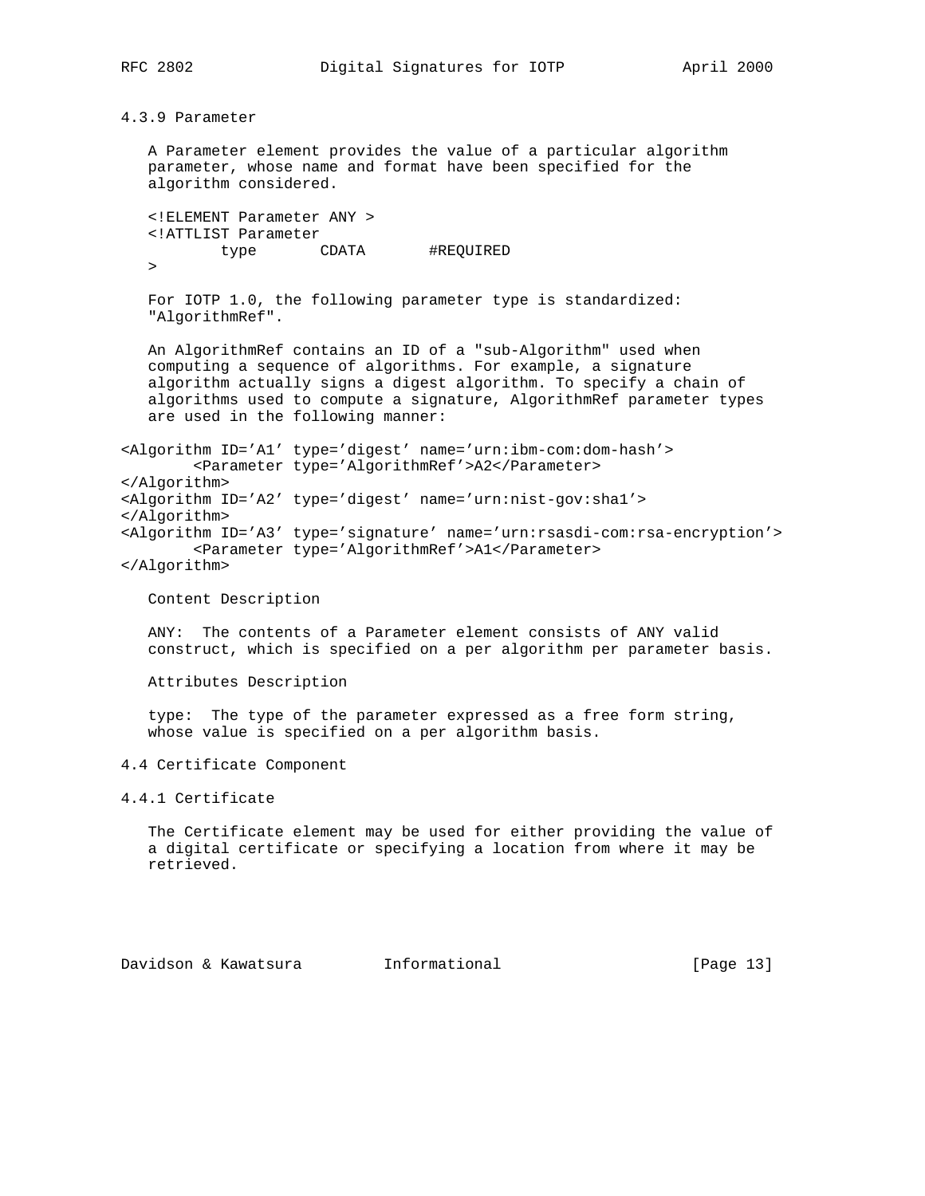#### 4.3.9 Parameter

A Parameter element provides the value of a particular algorithm parameter, whose name and format have been specified for the algorithm considered.

```
<!ELEMENT Parameter ANY >
<!ATTLIST Parameter
        type       CDATA       #REQUIRED
>
```

For IOTP 1.0, the following parameter type is standardized: "AlgorithmRef".

An AlgorithmRef contains an ID of a "sub-Algorithm" used when computing a sequence of algorithms. For example, a signature algorithm actually signs a digest algorithm. To specify a chain of algorithms used to compute a signature, AlgorithmRef parameter types are used in the following manner:

```
<Algorithm ID='A1' type='digest' name='urn:ibm-com:dom-hash'>
        <Parameter type='AlgorithmRef'>A2</Parameter>
</Algorithm>
<Algorithm ID='A2' type='digest' name='urn:nist-gov:sha1'>
</Algorithm>
<Algorithm ID='A3' type='signature' name='urn:rsasdi-com:rsa-encryption'>
        <Parameter type='AlgorithmRef'>A1</Parameter>
</Algorithm>
```

Content Description

ANY: The contents of a Parameter element consists of ANY valid construct, which is specified on a per algorithm per parameter basis.

Attributes Description

type: The type of the parameter expressed as a free form string, whose value is specified on a per algorithm basis.

### 4.4 Certificate Component

#### 4.4.1 Certificate

The Certificate element may be used for either providing the value of a digital certificate or specifying a location from where it may be retrieved.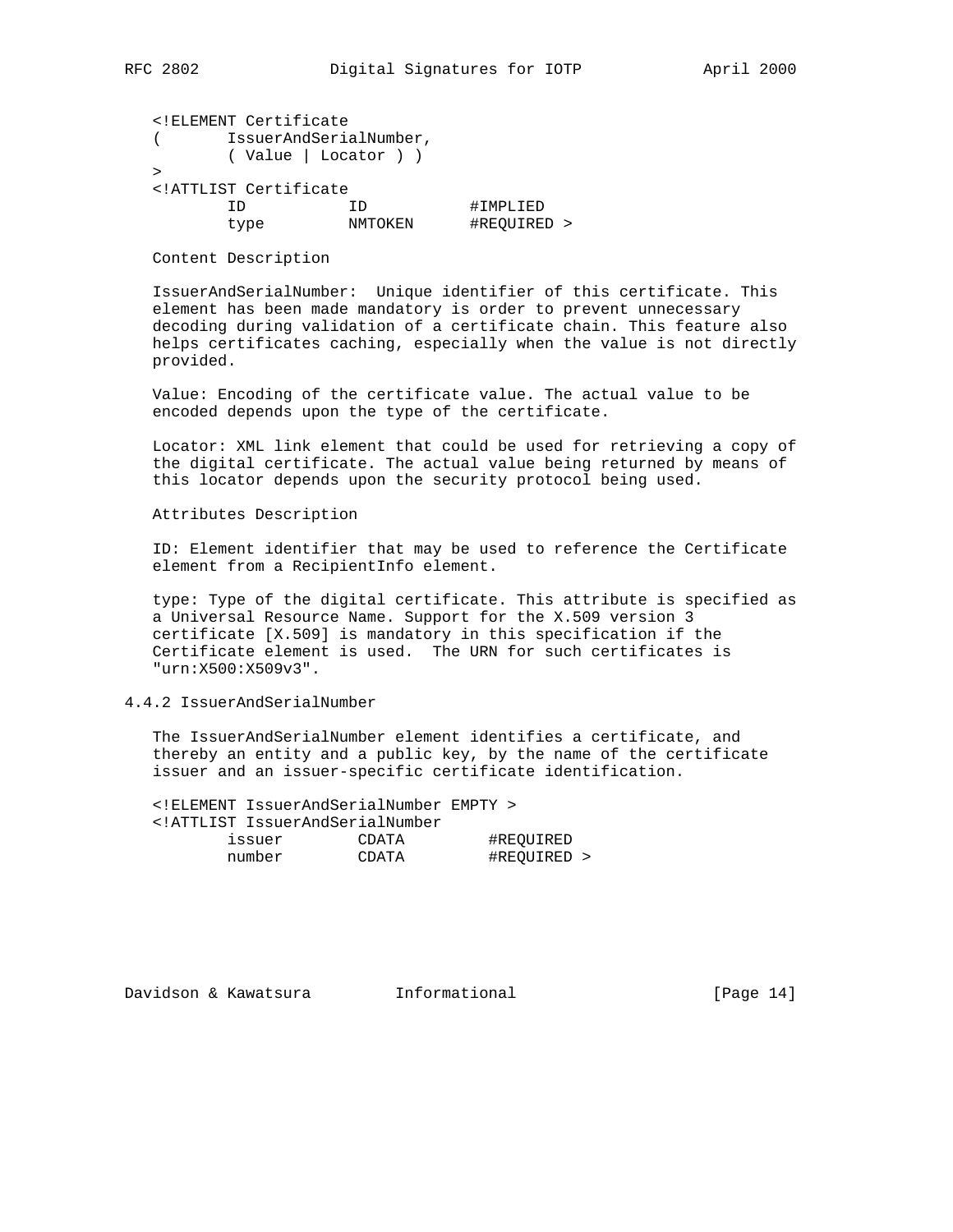```
<!ELEMENT Certificate
(       IssuerAndSerialNumber,
        ( Value | Locator ) )
>
<!ATTLIST Certificate
        ID           ID           #IMPLIED
        type         NMTOKEN      #REQUIRED >
```

Content Description

IssuerAndSerialNumber:  Unique identifier of this certificate. This element has been made mandatory is order to prevent unnecessary decoding during validation of a certificate chain. This feature also helps certificates caching, especially when the value is not directly provided.

Value: Encoding of the certificate value. The actual value to be encoded depends upon the type of the certificate.

Locator: XML link element that could be used for retrieving a copy of the digital certificate. The actual value being returned by means of this locator depends upon the security protocol being used.

Attributes Description

ID: Element identifier that may be used to reference the Certificate element from a RecipientInfo element.

type: Type of the digital certificate. This attribute is specified as a Universal Resource Name. Support for the X.509 version 3 certificate [X.509] is mandatory in this specification if the Certificate element is used.  The URN for such certificates is "urn:X500:X509v3".

### 4.4.2 IssuerAndSerialNumber

The IssuerAndSerialNumber element identifies a certificate, and thereby an entity and a public key, by the name of the certificate issuer and an issuer-specific certificate identification.

```
<!ELEMENT IssuerAndSerialNumber EMPTY >
<!ATTLIST IssuerAndSerialNumber
        issuer        CDATA         #REQUIRED
        number        CDATA         #REQUIRED >
```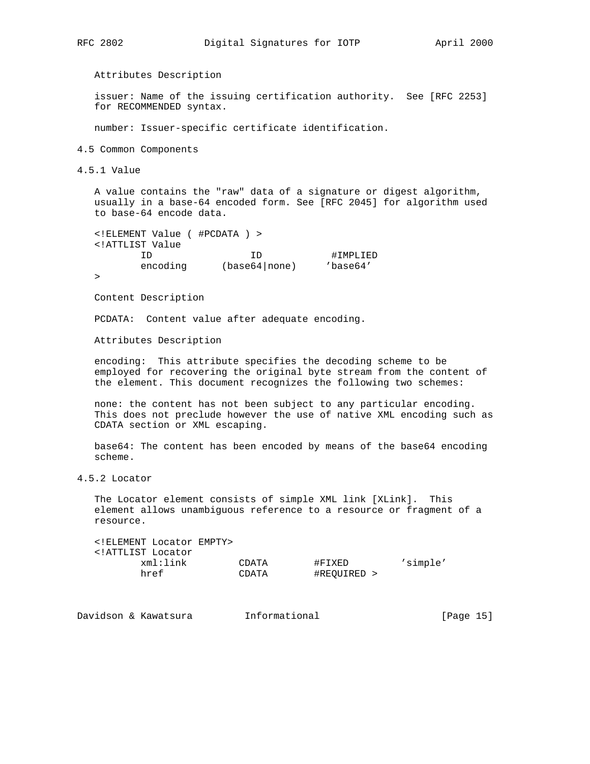Attributes Description

issuer: Name of the issuing certification authority. See [RFC 2253] for RECOMMENDED syntax.

number: Issuer-specific certificate identification.

## 4.5 Common Components

### 4.5.1 Value

A value contains the "raw" data of a signature or digest algorithm, usually in a base-64 encoded form. See [RFC 2045] for algorithm used to base-64 encode data.

```
<!ELEMENT Value ( #PCDATA ) >
<!ATTLIST Value
        ID                ID            #IMPLIED
        encoding      (base64|none)     'base64'
>
```

Content Description

PCDATA: Content value after adequate encoding.

Attributes Description

encoding: This attribute specifies the decoding scheme to be employed for recovering the original byte stream from the content of the element. This document recognizes the following two schemes:

none: the content has not been subject to any particular encoding. This does not preclude however the use of native XML encoding such as CDATA section or XML escaping.

base64: The content has been encoded by means of the base64 encoding scheme.

### 4.5.2 Locator

The Locator element consists of simple XML link [XLink]. This element allows unambiguous reference to a resource or fragment of a resource.

```
<!ELEMENT Locator EMPTY>
<!ATTLIST Locator
        xml:link        CDATA       #FIXED        'simple'
        href            CDATA       #REQUIRED >
```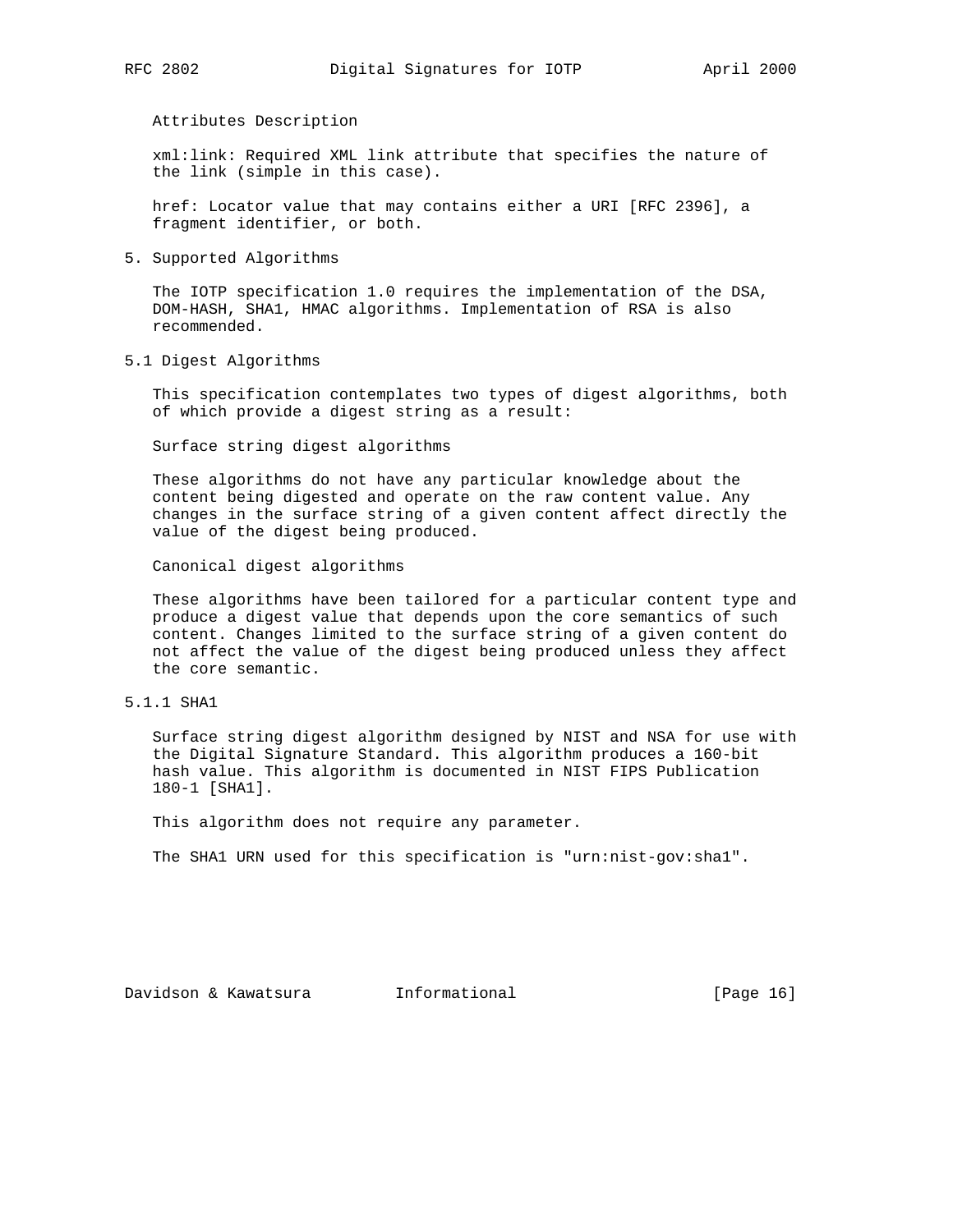Attributes Description

xml:link: Required XML link attribute that specifies the nature of the link (simple in this case).

href: Locator value that may contains either a URI [RFC 2396], a fragment identifier, or both.

## 5. Supported Algorithms

The IOTP specification 1.0 requires the implementation of the DSA, DOM-HASH, SHA1, HMAC algorithms. Implementation of RSA is also recommended.

### 5.1 Digest Algorithms

This specification contemplates two types of digest algorithms, both of which provide a digest string as a result:

Surface string digest algorithms

These algorithms do not have any particular knowledge about the content being digested and operate on the raw content value. Any changes in the surface string of a given content affect directly the value of the digest being produced.

Canonical digest algorithms

These algorithms have been tailored for a particular content type and produce a digest value that depends upon the core semantics of such content. Changes limited to the surface string of a given content do not affect the value of the digest being produced unless they affect the core semantic.

#### 5.1.1 SHA1

Surface string digest algorithm designed by NIST and NSA for use with the Digital Signature Standard. This algorithm produces a 160-bit hash value. This algorithm is documented in NIST FIPS Publication 180-1 [SHA1].

This algorithm does not require any parameter.

The SHA1 URN used for this specification is "urn:nist-gov:sha1".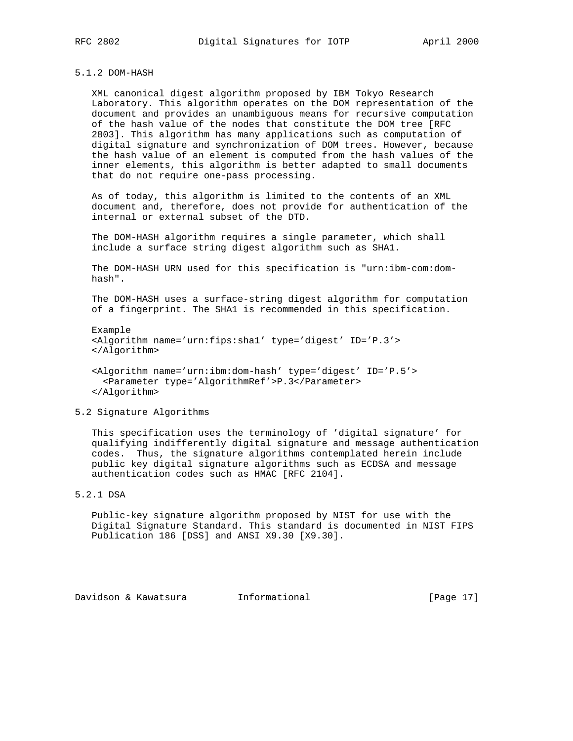#### 5.1.2 DOM-HASH

XML canonical digest algorithm proposed by IBM Tokyo Research Laboratory. This algorithm operates on the DOM representation of the document and provides an unambiguous means for recursive computation of the hash value of the nodes that constitute the DOM tree [RFC 2803]. This algorithm has many applications such as computation of digital signature and synchronization of DOM trees. However, because the hash value of an element is computed from the hash values of the inner elements, this algorithm is better adapted to small documents that do not require one-pass processing.

As of today, this algorithm is limited to the contents of an XML document and, therefore, does not provide for authentication of the internal or external subset of the DTD.

The DOM-HASH algorithm requires a single parameter, which shall include a surface string digest algorithm such as SHA1.

The DOM-HASH URN used for this specification is "urn:ibm-com:dom-hash".

The DOM-HASH uses a surface-string digest algorithm for computation of a fingerprint. The SHA1 is recommended in this specification.

Example

```
<Algorithm name='urn:fips:sha1' type='digest' ID='P.3'>
</Algorithm>

<Algorithm name='urn:ibm:dom-hash' type='digest' ID='P.5'>
  <Parameter type='AlgorithmRef'>P.3</Parameter>
</Algorithm>
```

### 5.2 Signature Algorithms

This specification uses the terminology of 'digital signature' for qualifying indifferently digital signature and message authentication codes. Thus, the signature algorithms contemplated herein include public key digital signature algorithms such as ECDSA and message authentication codes such as HMAC [RFC 2104].

#### 5.2.1 DSA

Public-key signature algorithm proposed by NIST for use with the Digital Signature Standard. This standard is documented in NIST FIPS Publication 186 [DSS] and ANSI X9.30 [X9.30].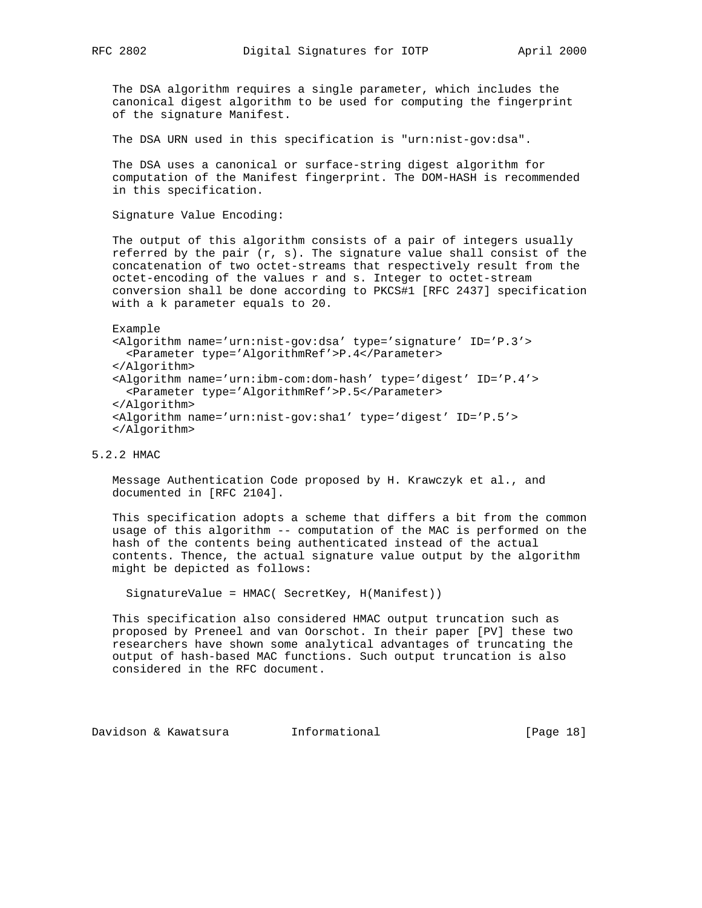The DSA algorithm requires a single parameter, which includes the canonical digest algorithm to be used for computing the fingerprint of the signature Manifest.

The DSA URN used in this specification is "urn:nist-gov:dsa".

The DSA uses a canonical or surface-string digest algorithm for computation of the Manifest fingerprint. The DOM-HASH is recommended in this specification.

Signature Value Encoding:

The output of this algorithm consists of a pair of integers usually referred by the pair (r, s). The signature value shall consist of the concatenation of two octet-streams that respectively result from the octet-encoding of the values r and s. Integer to octet-stream conversion shall be done according to PKCS#1 [RFC 2437] specification with a k parameter equals to 20.

Example

```
<Algorithm name='urn:nist-gov:dsa' type='signature' ID='P.3'>
  <Parameter type='AlgorithmRef'>P.4</Parameter>
</Algorithm>
<Algorithm name='urn:ibm-com:dom-hash' type='digest' ID='P.4'>
  <Parameter type='AlgorithmRef'>P.5</Parameter>
</Algorithm>
<Algorithm name='urn:nist-gov:sha1' type='digest' ID='P.5'>
</Algorithm>
```

### 5.2.2 HMAC

Message Authentication Code proposed by H. Krawczyk et al., and documented in [RFC 2104].

This specification adopts a scheme that differs a bit from the common usage of this algorithm -- computation of the MAC is performed on the hash of the contents being authenticated instead of the actual contents. Thence, the actual signature value output by the algorithm might be depicted as follows:

```
SignatureValue = HMAC( SecretKey, H(Manifest))
```

This specification also considered HMAC output truncation such as proposed by Preneel and van Oorschot. In their paper [PV] these two researchers have shown some analytical advantages of truncating the output of hash-based MAC functions. Such output truncation is also considered in the RFC document.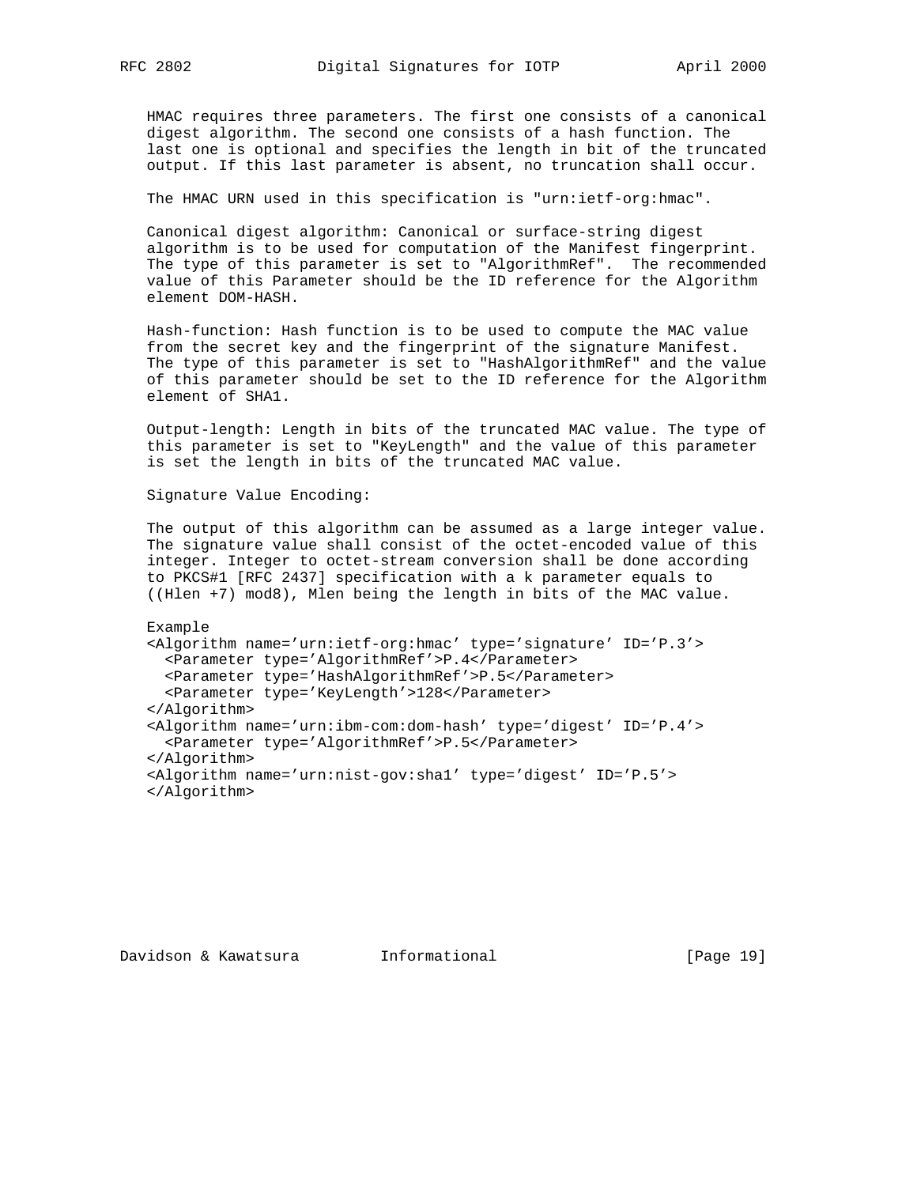HMAC requires three parameters. The first one consists of a canonical digest algorithm. The second one consists of a hash function. The last one is optional and specifies the length in bit of the truncated output. If this last parameter is absent, no truncation shall occur.

The HMAC URN used in this specification is "urn:ietf-org:hmac".

Canonical digest algorithm: Canonical or surface-string digest algorithm is to be used for computation of the Manifest fingerprint. The type of this parameter is set to "AlgorithmRef". The recommended value of this Parameter should be the ID reference for the Algorithm element DOM-HASH.

Hash-function: Hash function is to be used to compute the MAC value from the secret key and the fingerprint of the signature Manifest. The type of this parameter is set to "HashAlgorithmRef" and the value of this parameter should be set to the ID reference for the Algorithm element of SHA1.

Output-length: Length in bits of the truncated MAC value. The type of this parameter is set to "KeyLength" and the value of this parameter is set the length in bits of the truncated MAC value.

Signature Value Encoding:

The output of this algorithm can be assumed as a large integer value. The signature value shall consist of the octet-encoded value of this integer. Integer to octet-stream conversion shall be done according to PKCS#1 [RFC 2437] specification with a k parameter equals to ((Hlen +7) mod8), Mlen being the length in bits of the MAC value.

Example

```
<Algorithm name='urn:ietf-org:hmac' type='signature' ID='P.3'>
  <Parameter type='AlgorithmRef'>P.4</Parameter>
  <Parameter type='HashAlgorithmRef'>P.5</Parameter>
  <Parameter type='KeyLength'>128</Parameter>
</Algorithm>
<Algorithm name='urn:ibm-com:dom-hash' type='digest' ID='P.4'>
  <Parameter type='AlgorithmRef'>P.5</Parameter>
</Algorithm>
<Algorithm name='urn:nist-gov:sha1' type='digest' ID='P.5'>
</Algorithm>
```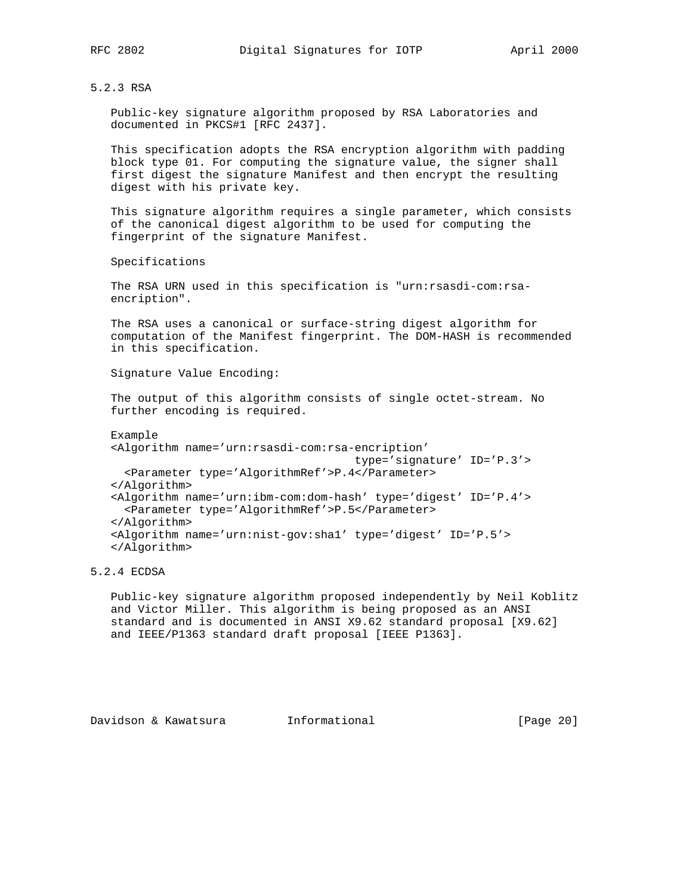### 5.2.3 RSA

Public-key signature algorithm proposed by RSA Laboratories and documented in PKCS#1 [RFC 2437].

This specification adopts the RSA encryption algorithm with padding block type 01. For computing the signature value, the signer shall first digest the signature Manifest and then encrypt the resulting digest with his private key.

This signature algorithm requires a single parameter, which consists of the canonical digest algorithm to be used for computing the fingerprint of the signature Manifest.

Specifications

The RSA URN used in this specification is "urn:rsasdi-com:rsa-encription".

The RSA uses a canonical or surface-string digest algorithm for computation of the Manifest fingerprint. The DOM-HASH is recommended in this specification.

Signature Value Encoding:

The output of this algorithm consists of single octet-stream. No further encoding is required.

Example

```
<Algorithm name='urn:rsasdi-com:rsa-encription'
                                  type='signature' ID='P.3'>
  <Parameter type='AlgorithmRef'>P.4</Parameter>
</Algorithm>
<Algorithm name='urn:ibm-com:dom-hash' type='digest' ID='P.4'>
  <Parameter type='AlgorithmRef'>P.5</Parameter>
</Algorithm>
<Algorithm name='urn:nist-gov:sha1' type='digest' ID='P.5'>
</Algorithm>
```

### 5.2.4 ECDSA

Public-key signature algorithm proposed independently by Neil Koblitz and Victor Miller. This algorithm is being proposed as an ANSI standard and is documented in ANSI X9.62 standard proposal [X9.62] and IEEE/P1363 standard draft proposal [IEEE P1363].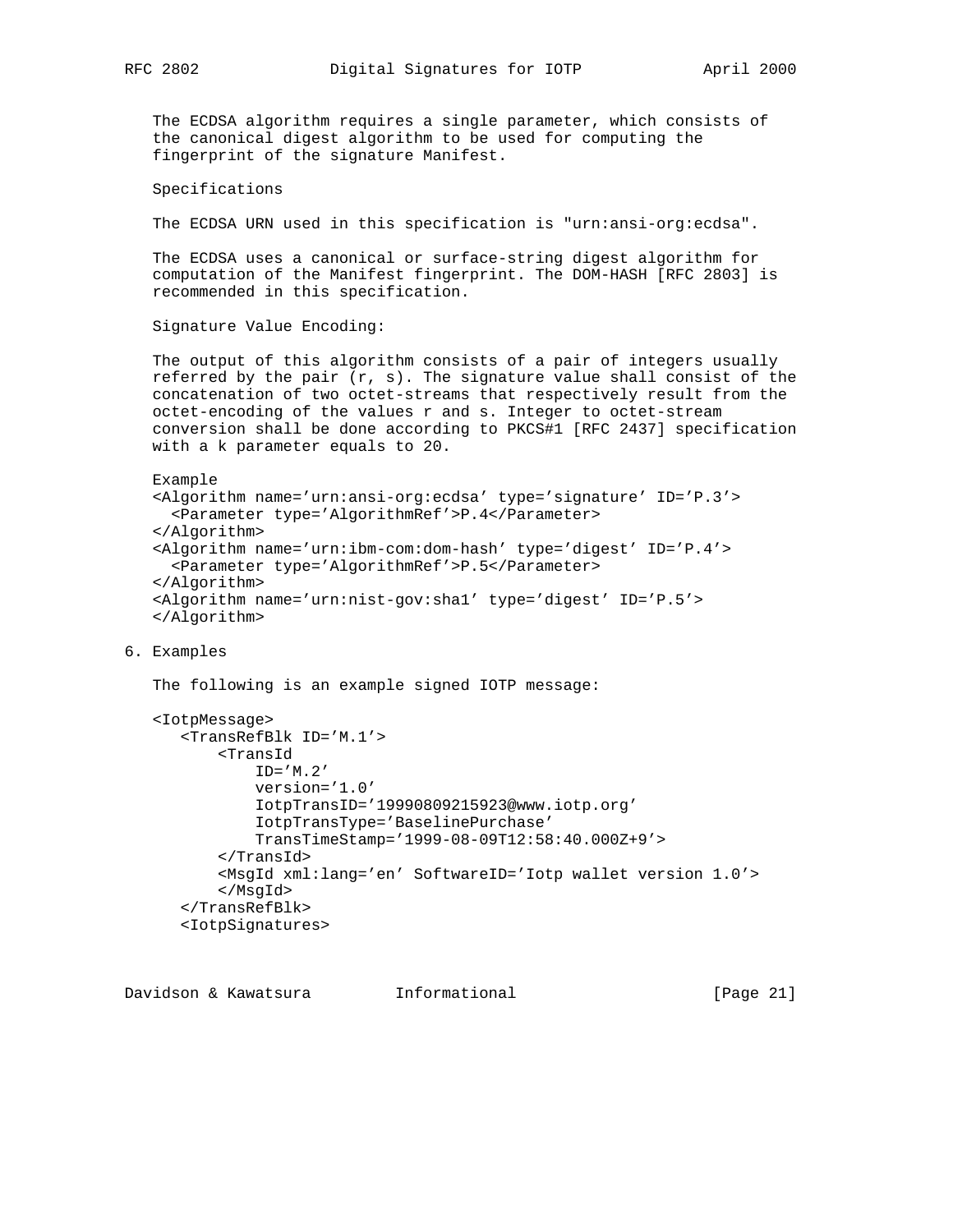The ECDSA algorithm requires a single parameter, which consists of the canonical digest algorithm to be used for computing the fingerprint of the signature Manifest.

Specifications

The ECDSA URN used in this specification is "urn:ansi-org:ecdsa".

The ECDSA uses a canonical or surface-string digest algorithm for computation of the Manifest fingerprint. The DOM-HASH [RFC 2803] is recommended in this specification.

Signature Value Encoding:

The output of this algorithm consists of a pair of integers usually referred by the pair (r, s). The signature value shall consist of the concatenation of two octet-streams that respectively result from the octet-encoding of the values r and s. Integer to octet-stream conversion shall be done according to PKCS#1 [RFC 2437] specification with a k parameter equals to 20.

Example

```
<Algorithm name='urn:ansi-org:ecdsa' type='signature' ID='P.3'>
  <Parameter type='AlgorithmRef'>P.4</Parameter>
</Algorithm>
<Algorithm name='urn:ibm-com:dom-hash' type='digest' ID='P.4'>
  <Parameter type='AlgorithmRef'>P.5</Parameter>
</Algorithm>
<Algorithm name='urn:nist-gov:sha1' type='digest' ID='P.5'>
</Algorithm>
```

## 6. Examples

The following is an example signed IOTP message:

```
<IotpMessage>
   <TransRefBlk ID='M.1'>
       <TransId
           ID='M.2'
           version='1.0'
           IotpTransID='19990809215923@www.iotp.org'
           IotpTransType='BaselinePurchase'
           TransTimeStamp='1999-08-09T12:58:40.000Z+9'>
       </TransId>
       <MsgId xml:lang='en' SoftwareID='Iotp wallet version 1.0'>
       </MsgId>
   </TransRefBlk>
   <IotpSignatures>
```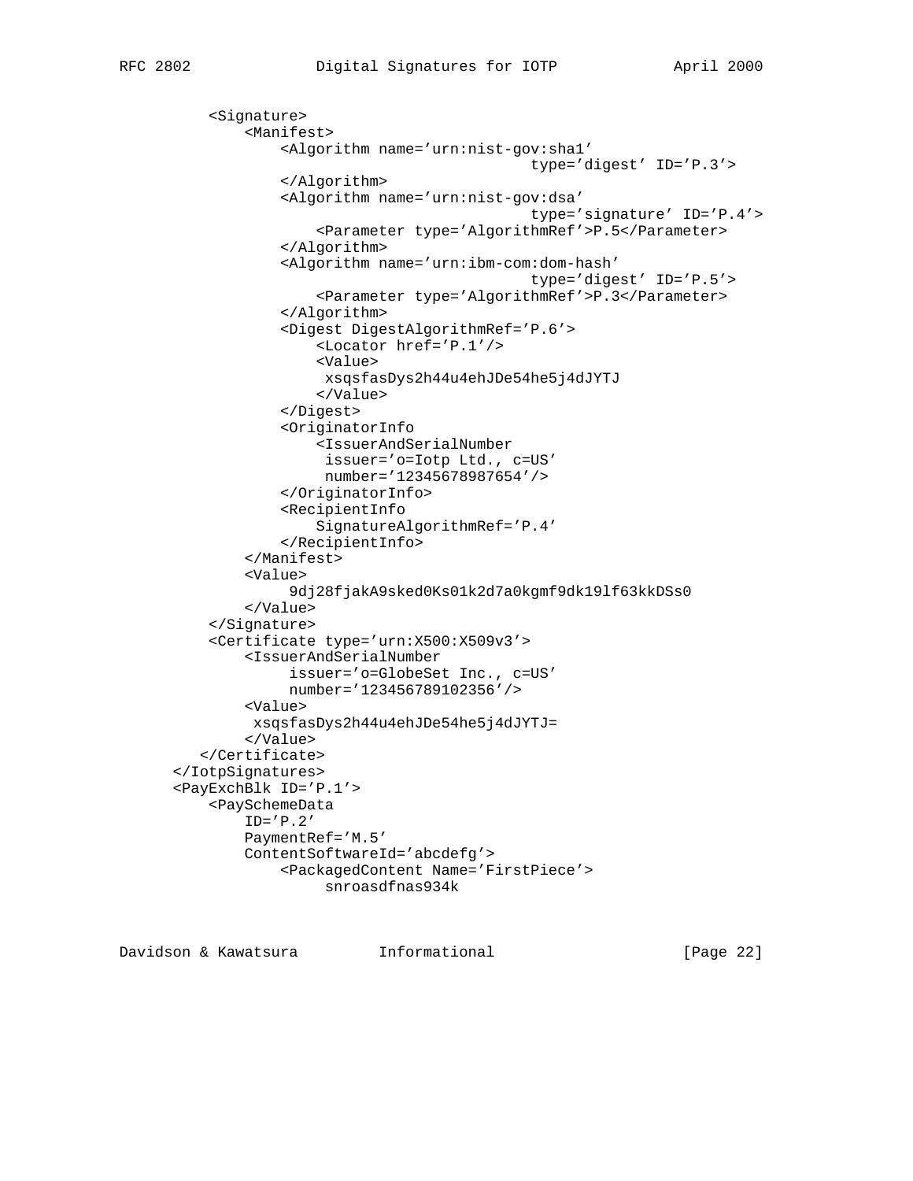```
        <Signature>
            <Manifest>
                <Algorithm name='urn:nist-gov:sha1'
                                            type='digest' ID='P.3'>
                </Algorithm>
                <Algorithm name='urn:nist-gov:dsa'
                                            type='signature' ID='P.4'>
                    <Parameter type='AlgorithmRef'>P.5</Parameter>
                </Algorithm>
                <Algorithm name='urn:ibm-com:dom-hash'
                                            type='digest' ID='P.5'>
                    <Parameter type='AlgorithmRef'>P.3</Parameter>
                </Algorithm>
                <Digest DigestAlgorithmRef='P.6'>
                    <Locator href='P.1'/>
                    <Value>
                     xsqsfasDys2h44u4ehJDe54he5j4dJYTJ
                    </Value>
                </Digest>
                <OriginatorInfo
                    <IssuerAndSerialNumber
                     issuer='o=Iotp Ltd., c=US'
                     number='12345678987654'/>
                </OriginatorInfo>
                <RecipientInfo
                    SignatureAlgorithmRef='P.4'
                </RecipientInfo>
            </Manifest>
            <Value>
                 9dj28fjakA9sked0Ks01k2d7a0kgmf9dk19lf63kkDSs0
            </Value>
        </Signature>
        <Certificate type='urn:X500:X509v3'>
            <IssuerAndSerialNumber
                 issuer='o=GlobeSet Inc., c=US'
                 number='123456789102356'/>
            <Value>
             xsqsfasDys2h44u4ehJDe54he5j4dJYTJ=
            </Value>
       </Certificate>
    </IotpSignatures>
    <PayExchBlk ID='P.1'>
        <PaySchemeData
            ID='P.2'
            PaymentRef='M.5'
            ContentSoftwareId='abcdefg'>
                <PackagedContent Name='FirstPiece'>
                     snroasdfnas934k
```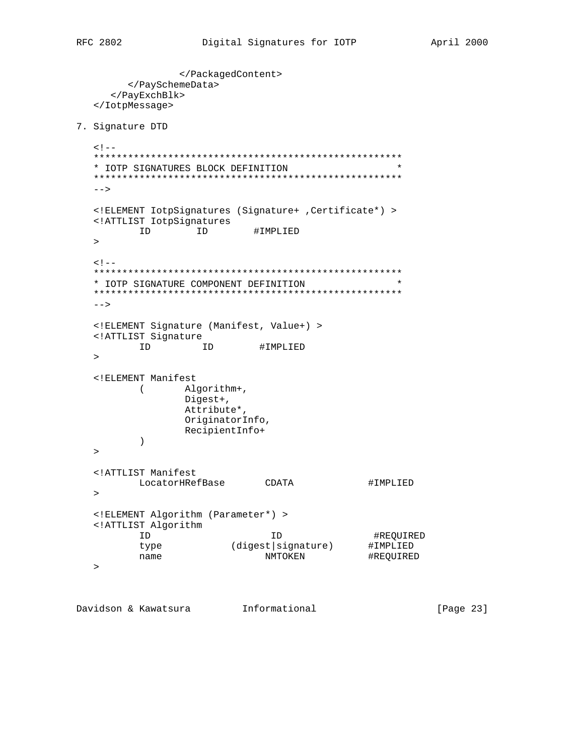```
                </PackagedContent>
        </PaySchemeData>
     </PayExchBlk>
  </IotpMessage>
```

## 7. Signature DTD

```
  <!--
  *****************************************************
  * IOTP SIGNATURES BLOCK DEFINITION                  *
  *****************************************************
  -->

  <!ELEMENT IotpSignatures (Signature+ ,Certificate*) >
  <!ATTLIST IotpSignatures
          ID        ID        #IMPLIED
  >

  <!--
  *****************************************************
  * IOTP SIGNATURE COMPONENT DEFINITION               *
  *****************************************************
  -->

  <!ELEMENT Signature (Manifest, Value+) >
  <!ATTLIST Signature
          ID         ID        #IMPLIED
  >

  <!ELEMENT Manifest
          (       Algorithm+,
                  Digest+,
                  Attribute*,
                  OriginatorInfo,
                  RecipientInfo+
          )
  >

  <!ATTLIST Manifest
          LocatorHRefBase       CDATA             #IMPLIED
  >

  <!ELEMENT Algorithm (Parameter*) >
  <!ATTLIST Algorithm
          ID                     ID                #REQUIRED
          type            (digest|signature)      #IMPLIED
          name                   NMTOKEN           #REQUIRED
  >
```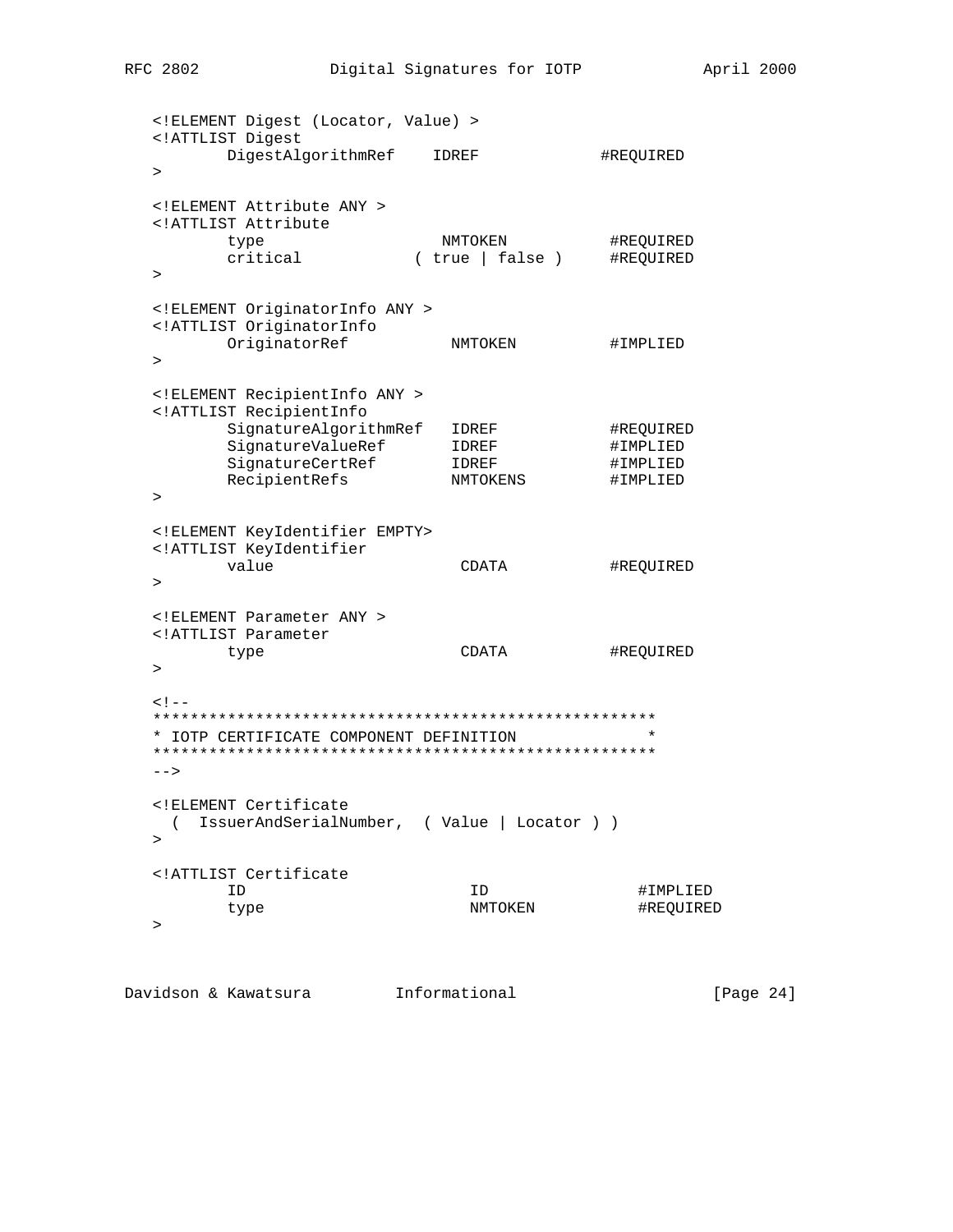```
   <!ELEMENT Digest (Locator, Value) >
   <!ATTLIST Digest
          DigestAlgorithmRef    IDREF             #REQUIRED
   >

   <!ELEMENT Attribute ANY >
   <!ATTLIST Attribute
          type                 NMTOKEN           #REQUIRED
          critical           ( true | false )     #REQUIRED
   >

   <!ELEMENT OriginatorInfo ANY >
   <!ATTLIST OriginatorInfo
          OriginatorRef          NMTOKEN          #IMPLIED
   >

   <!ELEMENT RecipientInfo ANY >
   <!ATTLIST RecipientInfo
          SignatureAlgorithmRef   IDREF            #REQUIRED
          SignatureValueRef       IDREF            #IMPLIED
          SignatureCertRef        IDREF            #IMPLIED
          RecipientRefs           NMTOKENS         #IMPLIED
   >

   <!ELEMENT KeyIdentifier EMPTY>
   <!ATTLIST KeyIdentifier
          value                   CDATA           #REQUIRED
   >

   <!ELEMENT Parameter ANY >
   <!ATTLIST Parameter
          type                    CDATA           #REQUIRED
   >

   <!--
   ******************************************************
   * IOTP CERTIFICATE COMPONENT DEFINITION              *
   ******************************************************
   -->

   <!ELEMENT Certificate
     (  IssuerAndSerialNumber,  ( Value | Locator ) )
   >

   <!ATTLIST Certificate
          ID                        ID                #IMPLIED
          type                      NMTOKEN           #REQUIRED
   >
```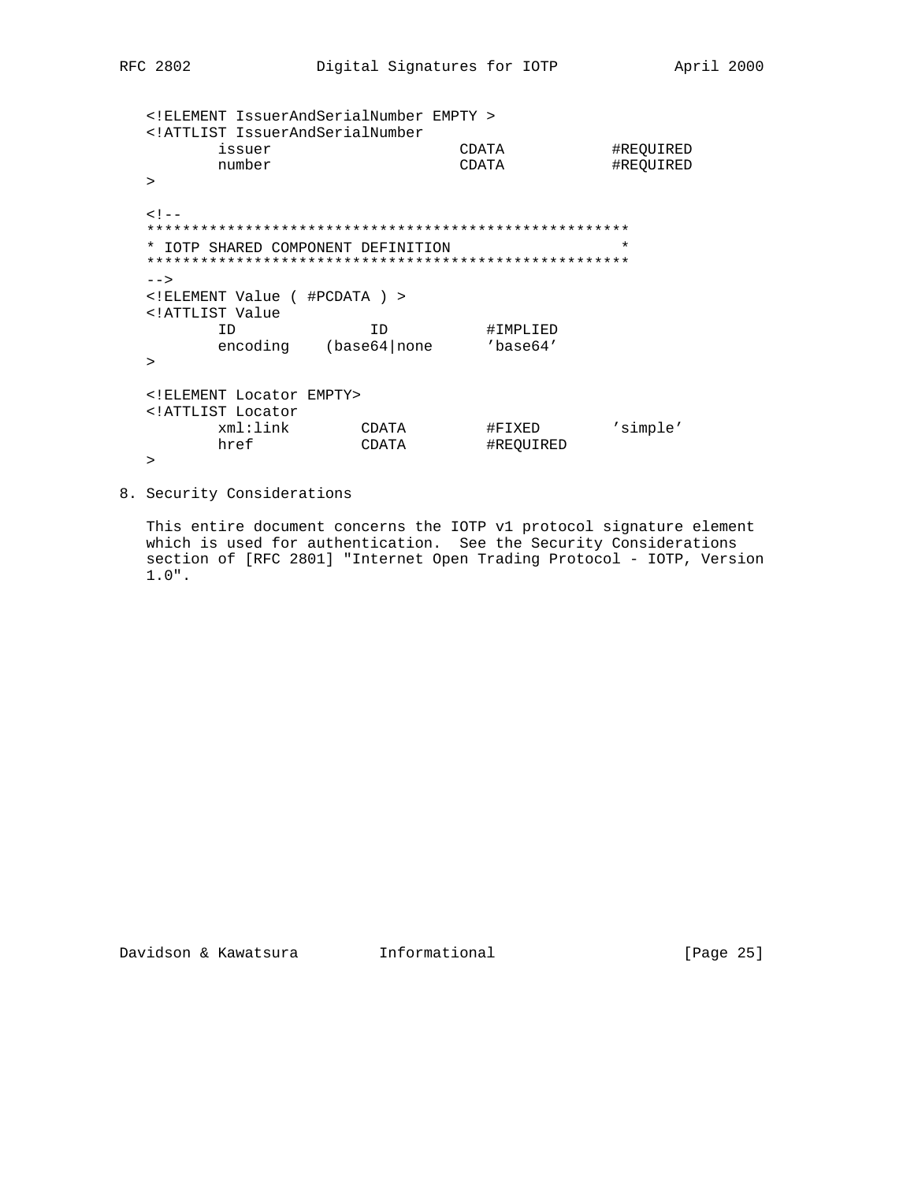```
<!ELEMENT IssuerAndSerialNumber EMPTY >
<!ATTLIST IssuerAndSerialNumber
       issuer                    CDATA           #REQUIRED
       number                    CDATA           #REQUIRED
>

<!--
******************************************************
* IOTP SHARED COMPONENT DEFINITION                     *
******************************************************
-->
<!ELEMENT Value ( #PCDATA ) >
<!ATTLIST Value
       ID              ID          #IMPLIED
       encoding    (base64|none      'base64'
>

<!ELEMENT Locator EMPTY>
<!ATTLIST Locator
       xml:link        CDATA        #FIXED        'simple'
       href            CDATA        #REQUIRED
>
```

## 8. Security Considerations

This entire document concerns the IOTP v1 protocol signature element which is used for authentication. See the Security Considerations section of [RFC 2801] "Internet Open Trading Protocol - IOTP, Version 1.0".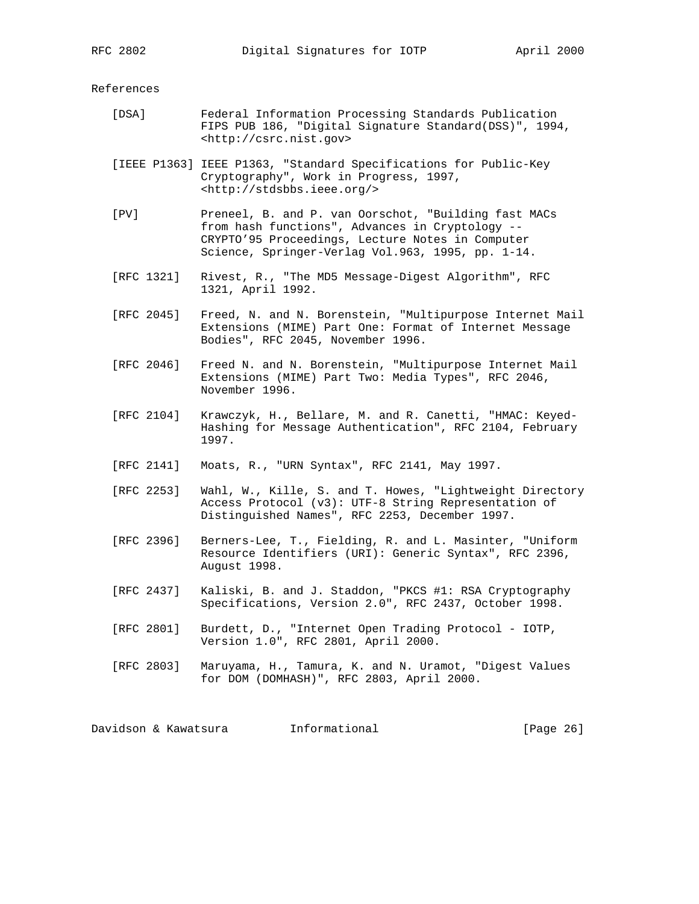## References

[DSA] Federal Information Processing Standards Publication FIPS PUB 186, "Digital Signature Standard(DSS)", 1994, <http://csrc.nist.gov>

[IEEE P1363] IEEE P1363, "Standard Specifications for Public-Key Cryptography", Work in Progress, 1997, <http://stdsbbs.ieee.org/>

[PV] Preneel, B. and P. van Oorschot, "Building fast MACs from hash functions", Advances in Cryptology -- CRYPTO'95 Proceedings, Lecture Notes in Computer Science, Springer-Verlag Vol.963, 1995, pp. 1-14.

[RFC 1321] Rivest, R., "The MD5 Message-Digest Algorithm", RFC 1321, April 1992.

[RFC 2045] Freed, N. and N. Borenstein, "Multipurpose Internet Mail Extensions (MIME) Part One: Format of Internet Message Bodies", RFC 2045, November 1996.

[RFC 2046] Freed N. and N. Borenstein, "Multipurpose Internet Mail Extensions (MIME) Part Two: Media Types", RFC 2046, November 1996.

[RFC 2104] Krawczyk, H., Bellare, M. and R. Canetti, "HMAC: Keyed-Hashing for Message Authentication", RFC 2104, February 1997.

[RFC 2141] Moats, R., "URN Syntax", RFC 2141, May 1997.

[RFC 2253] Wahl, W., Kille, S. and T. Howes, "Lightweight Directory Access Protocol (v3): UTF-8 String Representation of Distinguished Names", RFC 2253, December 1997.

[RFC 2396] Berners-Lee, T., Fielding, R. and L. Masinter, "Uniform Resource Identifiers (URI): Generic Syntax", RFC 2396, August 1998.

[RFC 2437] Kaliski, B. and J. Staddon, "PKCS #1: RSA Cryptography Specifications, Version 2.0", RFC 2437, October 1998.

[RFC 2801] Burdett, D., "Internet Open Trading Protocol - IOTP, Version 1.0", RFC 2801, April 2000.

[RFC 2803] Maruyama, H., Tamura, K. and N. Uramot, "Digest Values for DOM (DOMHASH)", RFC 2803, April 2000.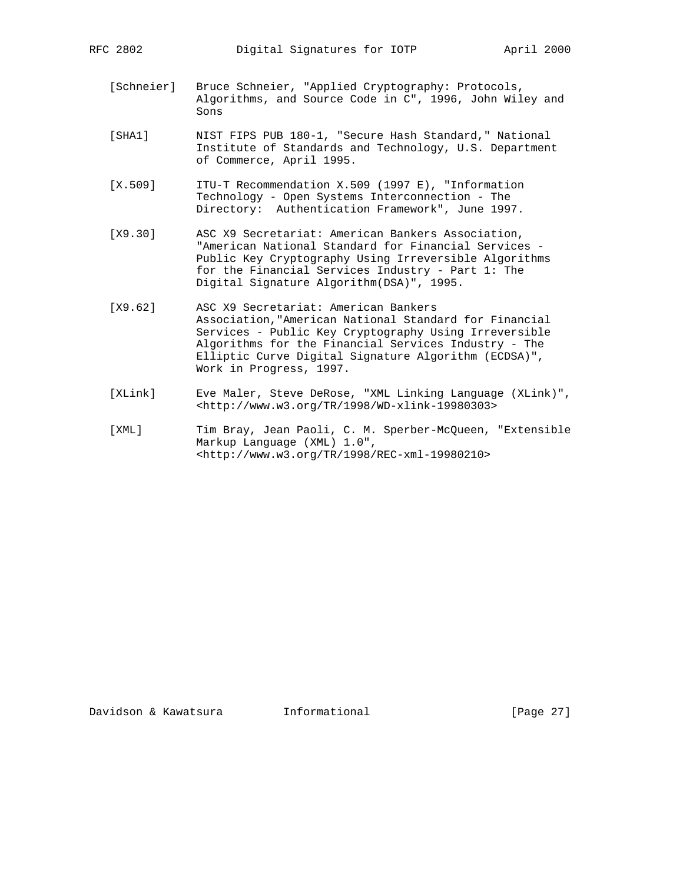[Schneier] Bruce Schneier, "Applied Cryptography: Protocols, Algorithms, and Source Code in C", 1996, John Wiley and Sons

[SHA1] NIST FIPS PUB 180-1, "Secure Hash Standard," National Institute of Standards and Technology, U.S. Department of Commerce, April 1995.

[X.509] ITU-T Recommendation X.509 (1997 E), "Information Technology - Open Systems Interconnection - The Directory: Authentication Framework", June 1997.

[X9.30] ASC X9 Secretariat: American Bankers Association, "American National Standard for Financial Services - Public Key Cryptography Using Irreversible Algorithms for the Financial Services Industry - Part 1: The Digital Signature Algorithm(DSA)", 1995.

[X9.62] ASC X9 Secretariat: American Bankers Association,"American National Standard for Financial Services - Public Key Cryptography Using Irreversible Algorithms for the Financial Services Industry - The Elliptic Curve Digital Signature Algorithm (ECDSA)", Work in Progress, 1997.

[XLink] Eve Maler, Steve DeRose, "XML Linking Language (XLink)", <http://www.w3.org/TR/1998/WD-xlink-19980303>

[XML] Tim Bray, Jean Paoli, C. M. Sperber-McQueen, "Extensible Markup Language (XML) 1.0", <http://www.w3.org/TR/1998/REC-xml-19980210>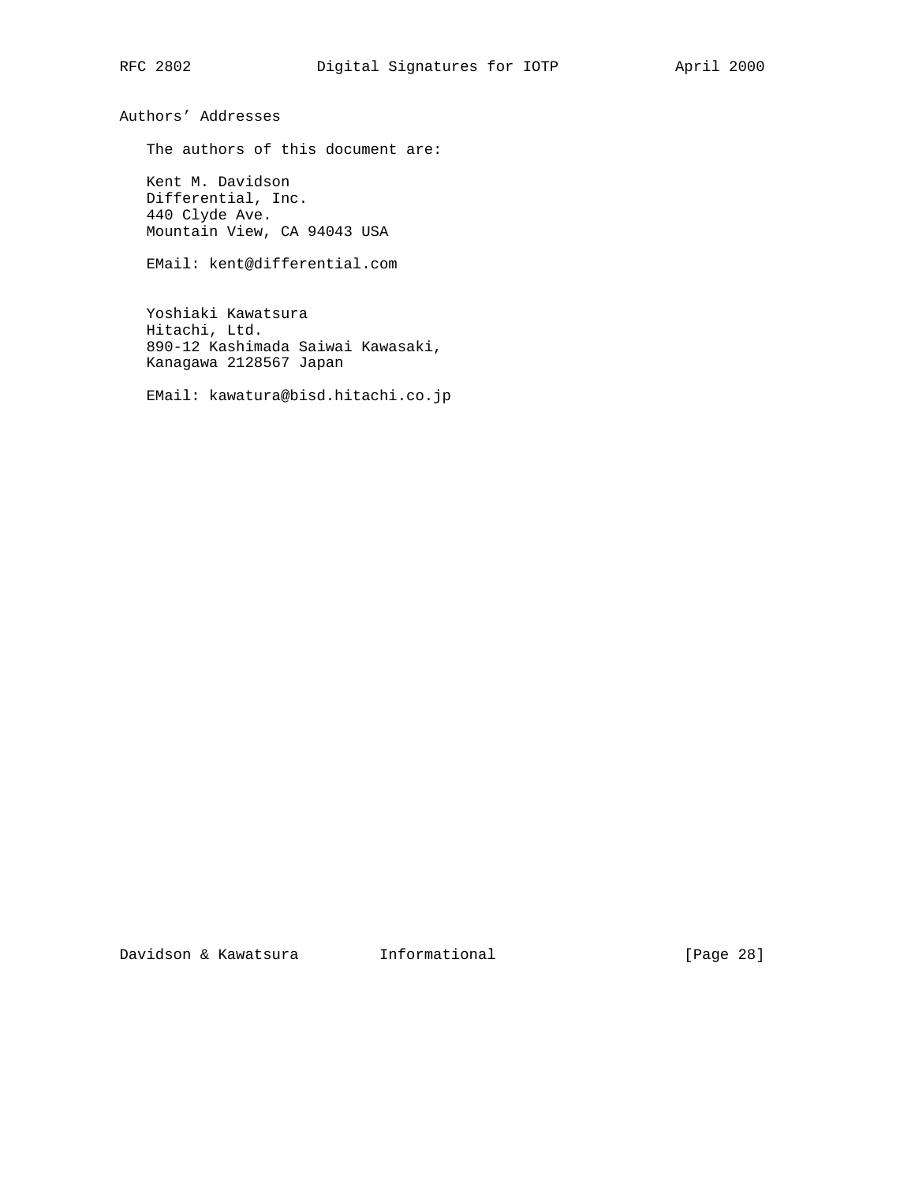# Authors' Addresses

The authors of this document are:

Kent M. Davidson
Differential, Inc.
440 Clyde Ave.
Mountain View, CA 94043 USA

EMail: kent@differential.com

Yoshiaki Kawatsura
Hitachi, Ltd.
890-12 Kashimada Saiwai Kawasaki,
Kanagawa 2128567 Japan

EMail: kawatura@bisd.hitachi.co.jp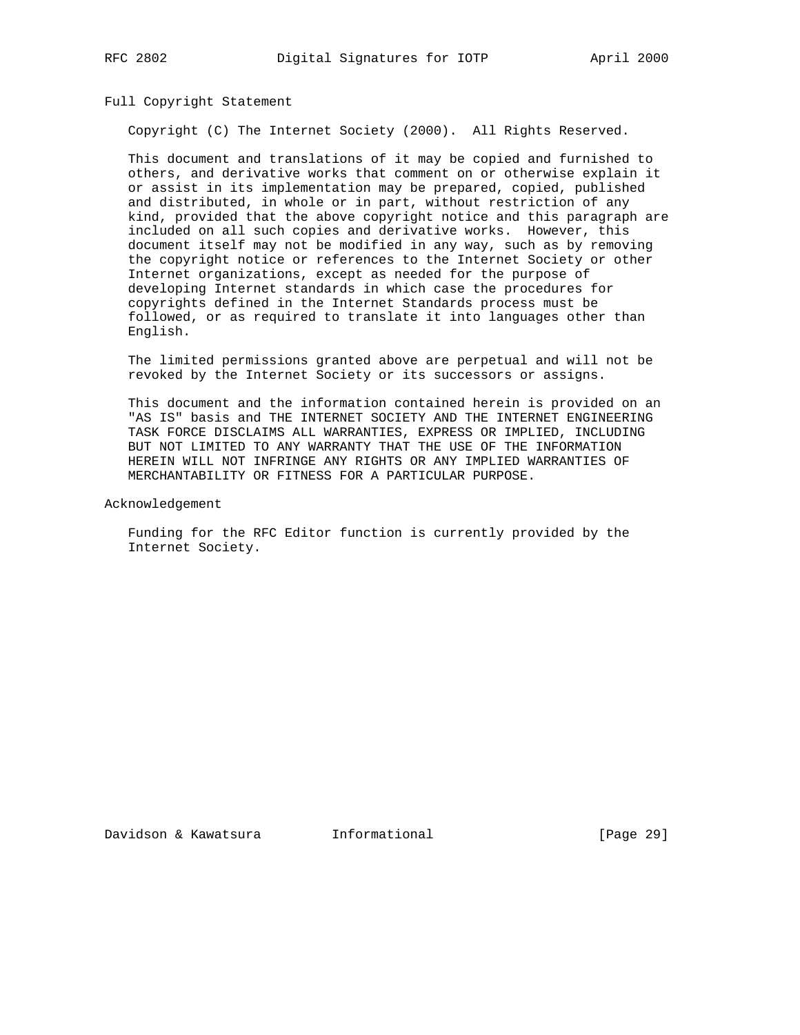## Full Copyright Statement

Copyright (C) The Internet Society (2000). All Rights Reserved.

This document and translations of it may be copied and furnished to others, and derivative works that comment on or otherwise explain it or assist in its implementation may be prepared, copied, published and distributed, in whole or in part, without restriction of any kind, provided that the above copyright notice and this paragraph are included on all such copies and derivative works. However, this document itself may not be modified in any way, such as by removing the copyright notice or references to the Internet Society or other Internet organizations, except as needed for the purpose of developing Internet standards in which case the procedures for copyrights defined in the Internet Standards process must be followed, or as required to translate it into languages other than English.

The limited permissions granted above are perpetual and will not be revoked by the Internet Society or its successors or assigns.

This document and the information contained herein is provided on an "AS IS" basis and THE INTERNET SOCIETY AND THE INTERNET ENGINEERING TASK FORCE DISCLAIMS ALL WARRANTIES, EXPRESS OR IMPLIED, INCLUDING BUT NOT LIMITED TO ANY WARRANTY THAT THE USE OF THE INFORMATION HEREIN WILL NOT INFRINGE ANY RIGHTS OR ANY IMPLIED WARRANTIES OF MERCHANTABILITY OR FITNESS FOR A PARTICULAR PURPOSE.

## Acknowledgement

Funding for the RFC Editor function is currently provided by the Internet Society.